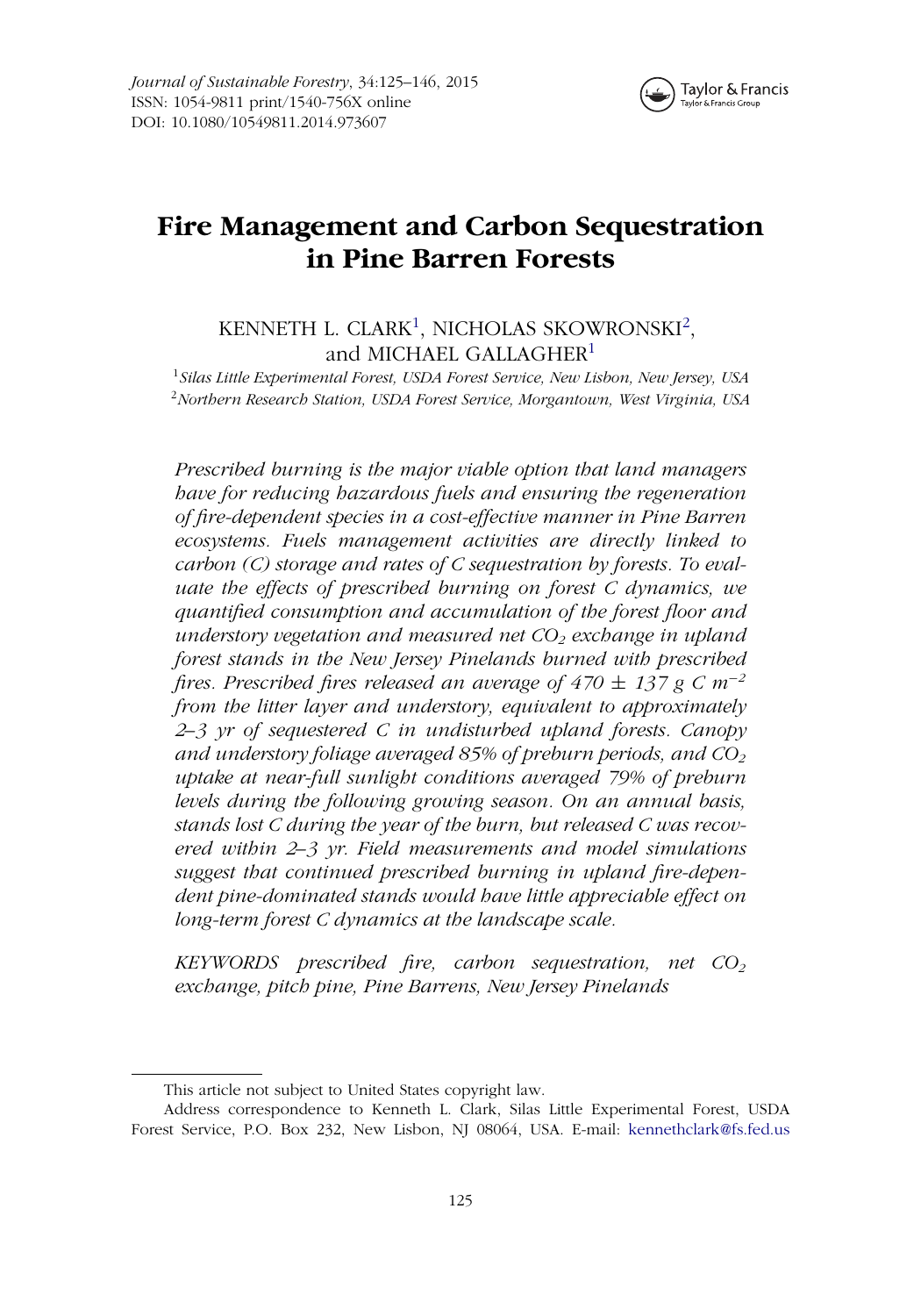# Fire Management and Carbon Sequestration in Pine Barren Forests

KENNETH L. CLARK[1], NICHOLAS SKOWRONSKI[2], and MICHAEL GALLAGHER[1]

[1]*Silas Little Experimental Forest, USDA Forest Service, New Lisbon, New Jersey, USA*

[2]*Northern Research Station, USDA Forest Service, Morgantown, West Virginia, USA*

*Prescribed burning is the major viable option that land managers have for reducing hazardous fuels and ensuring the regeneration of fire-dependent species in a cost-effective manner in Pine Barren ecosystems. Fuels management activities are directly linked to carbon (C) storage and rates of C sequestration by forests. To evaluate the effects of prescribed burning on forest C dynamics, we quantified consumption and accumulation of the forest floor and understory vegetation and measured net $CO_2$ exchange in upland forest stands in the New Jersey Pinelands burned with prescribed fires. Prescribed fires released an average of $470 \pm 137$ g C $m^{-2}$ from the litter layer and understory, equivalent to approximately 2–3 yr of sequestered C in undisturbed upland forests. Canopy and understory foliage averaged 85% of preburn periods, and $CO_2$ uptake at near-full sunlight conditions averaged 79% of preburn levels during the following growing season. On an annual basis, stands lost C during the year of the burn, but released C was recovered within 2–3 yr. Field measurements and model simulations suggest that continued prescribed burning in upland fire-dependent pine-dominated stands would have little appreciable effect on long-term forest C dynamics at the landscape scale.*

*KEYWORDS prescribed fire, carbon sequestration, net $CO_2$ exchange, pitch pine, Pine Barrens, New Jersey Pinelands*

This article not subject to United States copyright law.

Address correspondence to Kenneth L. Clark, Silas Little Experimental Forest, USDA Forest Service, P.O. Box 232, New Lisbon, NJ 08064, USA. E-mail: kennethclark@fs.fed.us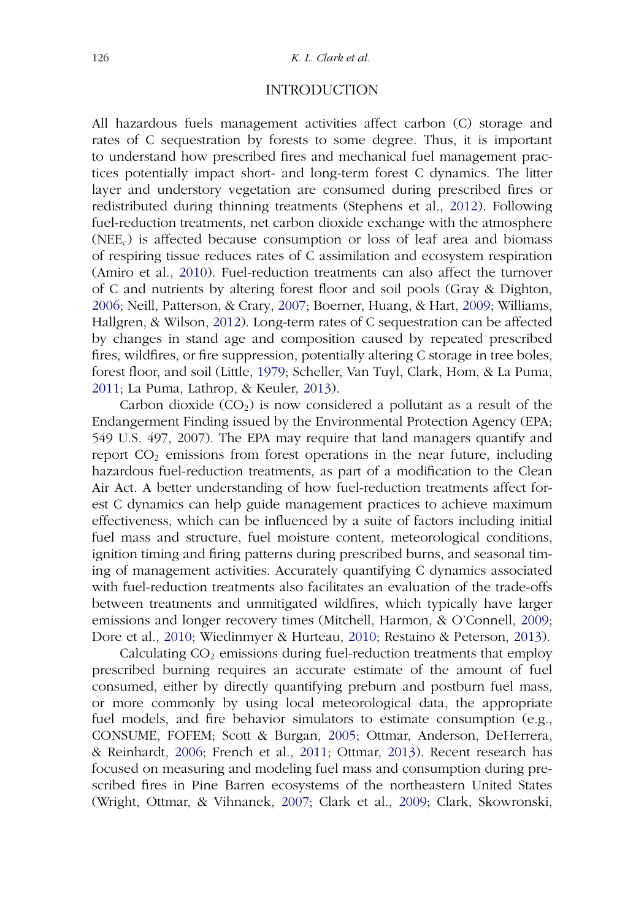## INTRODUCTION

All hazardous fuels management activities affect carbon (C) storage and rates of C sequestration by forests to some degree. Thus, it is important to understand how prescribed fires and mechanical fuel management practices potentially impact short- and long-term forest C dynamics. The litter layer and understory vegetation are consumed during prescribed fires or redistributed during thinning treatments (Stephens et al., 2012). Following fuel-reduction treatments, net carbon dioxide exchange with the atmosphere ($NEE_c$) is affected because consumption or loss of leaf area and biomass of respiring tissue reduces rates of C assimilation and ecosystem respiration (Amiro et al., 2010). Fuel-reduction treatments can also affect the turnover of C and nutrients by altering forest floor and soil pools (Gray & Dighton, 2006; Neill, Patterson, & Crary, 2007; Boerner, Huang, & Hart, 2009; Williams, Hallgren, & Wilson, 2012). Long-term rates of C sequestration can be affected by changes in stand age and composition caused by repeated prescribed fires, wildfires, or fire suppression, potentially altering C storage in tree boles, forest floor, and soil (Little, 1979; Scheller, Van Tuyl, Clark, Hom, & La Puma, 2011; La Puma, Lathrop, & Keuler, 2013).

Carbon dioxide ($CO_2$) is now considered a pollutant as a result of the Endangerment Finding issued by the Environmental Protection Agency (EPA; 549 U.S. 497, 2007). The EPA may require that land managers quantify and report $CO_2$ emissions from forest operations in the near future, including hazardous fuel-reduction treatments, as part of a modification to the Clean Air Act. A better understanding of how fuel-reduction treatments affect forest C dynamics can help guide management practices to achieve maximum effectiveness, which can be influenced by a suite of factors including initial fuel mass and structure, fuel moisture content, meteorological conditions, ignition timing and firing patterns during prescribed burns, and seasonal timing of management activities. Accurately quantifying C dynamics associated with fuel-reduction treatments also facilitates an evaluation of the trade-offs between treatments and unmitigated wildfires, which typically have larger emissions and longer recovery times (Mitchell, Harmon, & O'Connell, 2009; Dore et al., 2010; Wiedinmyer & Hurteau, 2010; Restaino & Peterson, 2013).

Calculating $CO_2$ emissions during fuel-reduction treatments that employ prescribed burning requires an accurate estimate of the amount of fuel consumed, either by directly quantifying preburn and postburn fuel mass, or more commonly by using local meteorological data, the appropriate fuel models, and fire behavior simulators to estimate consumption (e.g., CONSUME, FOFEM; Scott & Burgan, 2005; Ottmar, Anderson, DeHerrera, & Reinhardt, 2006; French et al., 2011; Ottmar, 2013). Recent research has focused on measuring and modeling fuel mass and consumption during prescribed fires in Pine Barren ecosystems of the northeastern United States (Wright, Ottmar, & Vihnanek, 2007; Clark et al., 2009; Clark, Skowronski,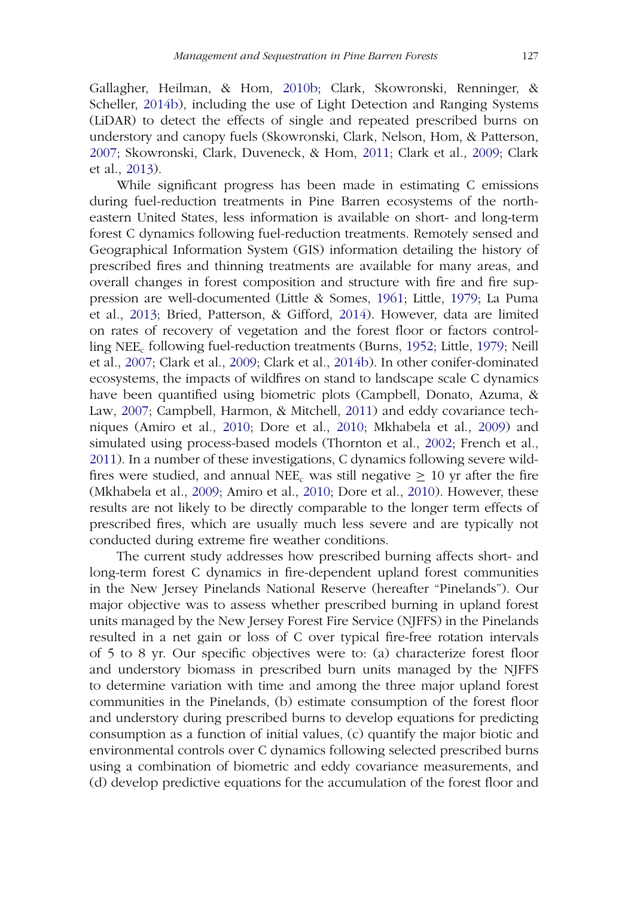Gallagher, Heilman, & Hom, 2010b; Clark, Skowronski, Renninger, & Scheller, 2014b), including the use of Light Detection and Ranging Systems (LiDAR) to detect the effects of single and repeated prescribed burns on understory and canopy fuels (Skowronski, Clark, Nelson, Hom, & Patterson, 2007; Skowronski, Clark, Duveneck, & Hom, 2011; Clark et al., 2009; Clark et al., 2013).

While significant progress has been made in estimating C emissions during fuel-reduction treatments in Pine Barren ecosystems of the northeastern United States, less information is available on short- and long-term forest C dynamics following fuel-reduction treatments. Remotely sensed and Geographical Information System (GIS) information detailing the history of prescribed fires and thinning treatments are available for many areas, and overall changes in forest composition and structure with fire and fire suppression are well-documented (Little & Somes, 1961; Little, 1979; La Puma et al., 2013; Bried, Patterson, & Gifford, 2014). However, data are limited on rates of recovery of vegetation and the forest floor or factors controlling $NEE_c$ following fuel-reduction treatments (Burns, 1952; Little, 1979; Neill et al., 2007; Clark et al., 2009; Clark et al., 2014b). In other conifer-dominated ecosystems, the impacts of wildfires on stand to landscape scale C dynamics have been quantified using biometric plots (Campbell, Donato, Azuma, & Law, 2007; Campbell, Harmon, & Mitchell, 2011) and eddy covariance techniques (Amiro et al., 2010; Dore et al., 2010; Mkhabela et al., 2009) and simulated using process-based models (Thornton et al., 2002; French et al., 2011). In a number of these investigations, C dynamics following severe wildfires were studied, and annual $NEE_c$ was still negative $\geq$ 10 yr after the fire (Mkhabela et al., 2009; Amiro et al., 2010; Dore et al., 2010). However, these results are not likely to be directly comparable to the longer term effects of prescribed fires, which are usually much less severe and are typically not conducted during extreme fire weather conditions.

The current study addresses how prescribed burning affects short- and long-term forest C dynamics in fire-dependent upland forest communities in the New Jersey Pinelands National Reserve (hereafter "Pinelands"). Our major objective was to assess whether prescribed burning in upland forest units managed by the New Jersey Forest Fire Service (NJFFS) in the Pinelands resulted in a net gain or loss of C over typical fire-free rotation intervals of 5 to 8 yr. Our specific objectives were to: (a) characterize forest floor and understory biomass in prescribed burn units managed by the NJFFS to determine variation with time and among the three major upland forest communities in the Pinelands, (b) estimate consumption of the forest floor and understory during prescribed burns to develop equations for predicting consumption as a function of initial values, (c) quantify the major biotic and environmental controls over C dynamics following selected prescribed burns using a combination of biometric and eddy covariance measurements, and (d) develop predictive equations for the accumulation of the forest floor and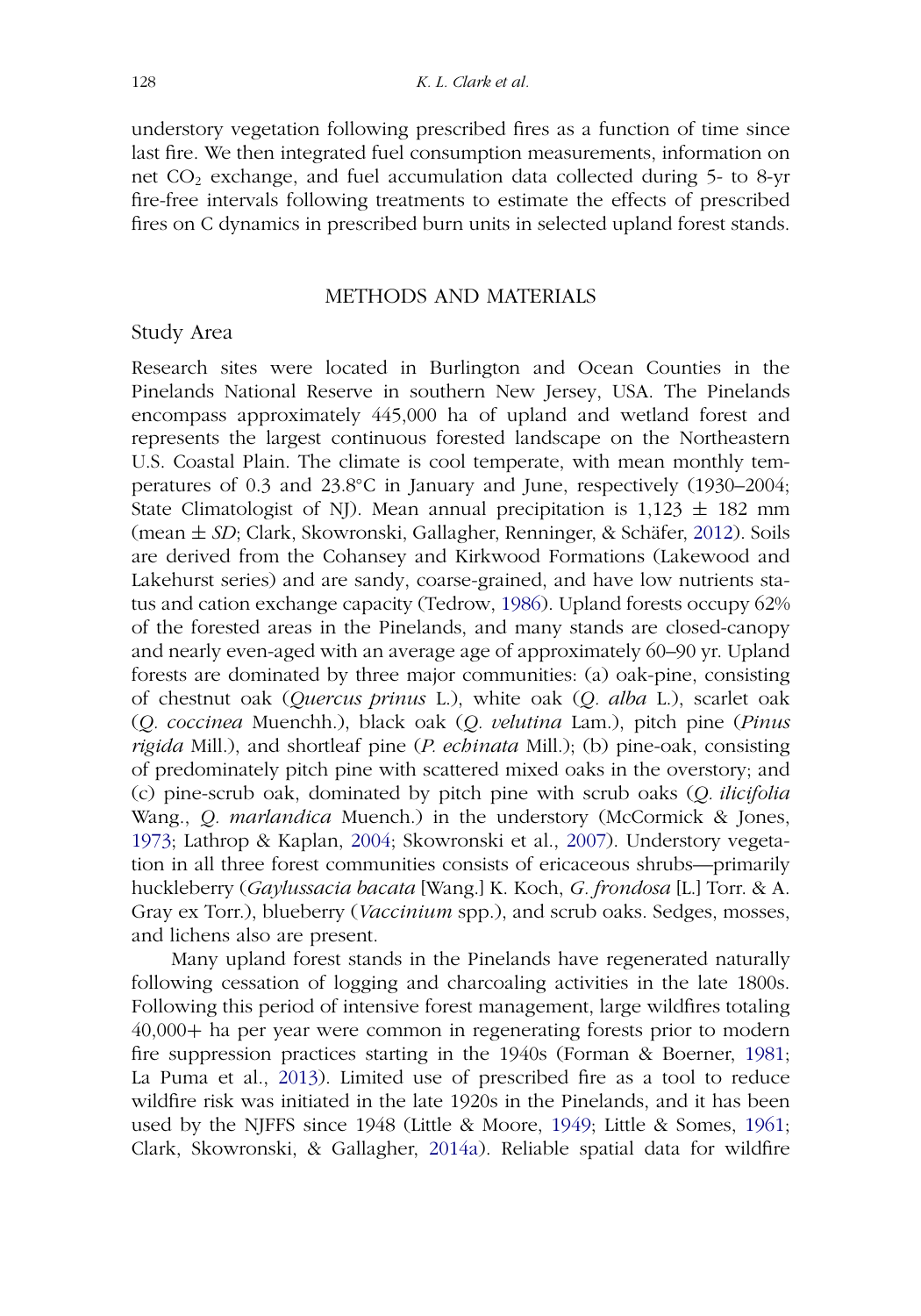understory vegetation following prescribed fires as a function of time since last fire. We then integrated fuel consumption measurements, information on net $CO_2$ exchange, and fuel accumulation data collected during 5- to 8-yr fire-free intervals following treatments to estimate the effects of prescribed fires on C dynamics in prescribed burn units in selected upland forest stands.

## METHODS AND MATERIALS

### Study Area

Research sites were located in Burlington and Ocean Counties in the Pinelands National Reserve in southern New Jersey, USA. The Pinelands encompass approximately 445,000 ha of upland and wetland forest and represents the largest continuous forested landscape on the Northeastern U.S. Coastal Plain. The climate is cool temperate, with mean monthly temperatures of 0.3 and 23.8°C in January and June, respectively (1930–2004; State Climatologist of NJ). Mean annual precipitation is 1,123 ± 182 mm (mean ± *SD*; Clark, Skowronski, Gallagher, Renninger, & Schäfer, 2012). Soils are derived from the Cohansey and Kirkwood Formations (Lakewood and Lakehurst series) and are sandy, coarse-grained, and have low nutrients status and cation exchange capacity (Tedrow, 1986). Upland forests occupy 62% of the forested areas in the Pinelands, and many stands are closed-canopy and nearly even-aged with an average age of approximately 60–90 yr. Upland forests are dominated by three major communities: (a) oak-pine, consisting of chestnut oak (*Quercus prinus* L.), white oak (*Q. alba* L.), scarlet oak (*Q. coccinea* Muenchh.), black oak (*Q. velutina* Lam.), pitch pine (*Pinus rigida* Mill.), and shortleaf pine (*P. echinata* Mill.); (b) pine-oak, consisting of predominately pitch pine with scattered mixed oaks in the overstory; and (c) pine-scrub oak, dominated by pitch pine with scrub oaks (*Q. ilicifolia* Wang., *Q. marlandica* Muench.) in the understory (McCormick & Jones, 1973; Lathrop & Kaplan, 2004; Skowronski et al., 2007). Understory vegetation in all three forest communities consists of ericaceous shrubs—primarily huckleberry (*Gaylussacia bacata* [Wang.] K. Koch, *G. frondosa* [L.] Torr. & A. Gray ex Torr.), blueberry (*Vaccinium* spp.), and scrub oaks. Sedges, mosses, and lichens also are present.

Many upland forest stands in the Pinelands have regenerated naturally following cessation of logging and charcoaling activities in the late 1800s. Following this period of intensive forest management, large wildfires totaling 40,000+ ha per year were common in regenerating forests prior to modern fire suppression practices starting in the 1940s (Forman & Boerner, 1981; La Puma et al., 2013). Limited use of prescribed fire as a tool to reduce wildfire risk was initiated in the late 1920s in the Pinelands, and it has been used by the NJFFS since 1948 (Little & Moore, 1949; Little & Somes, 1961; Clark, Skowronski, & Gallagher, 2014a). Reliable spatial data for wildfire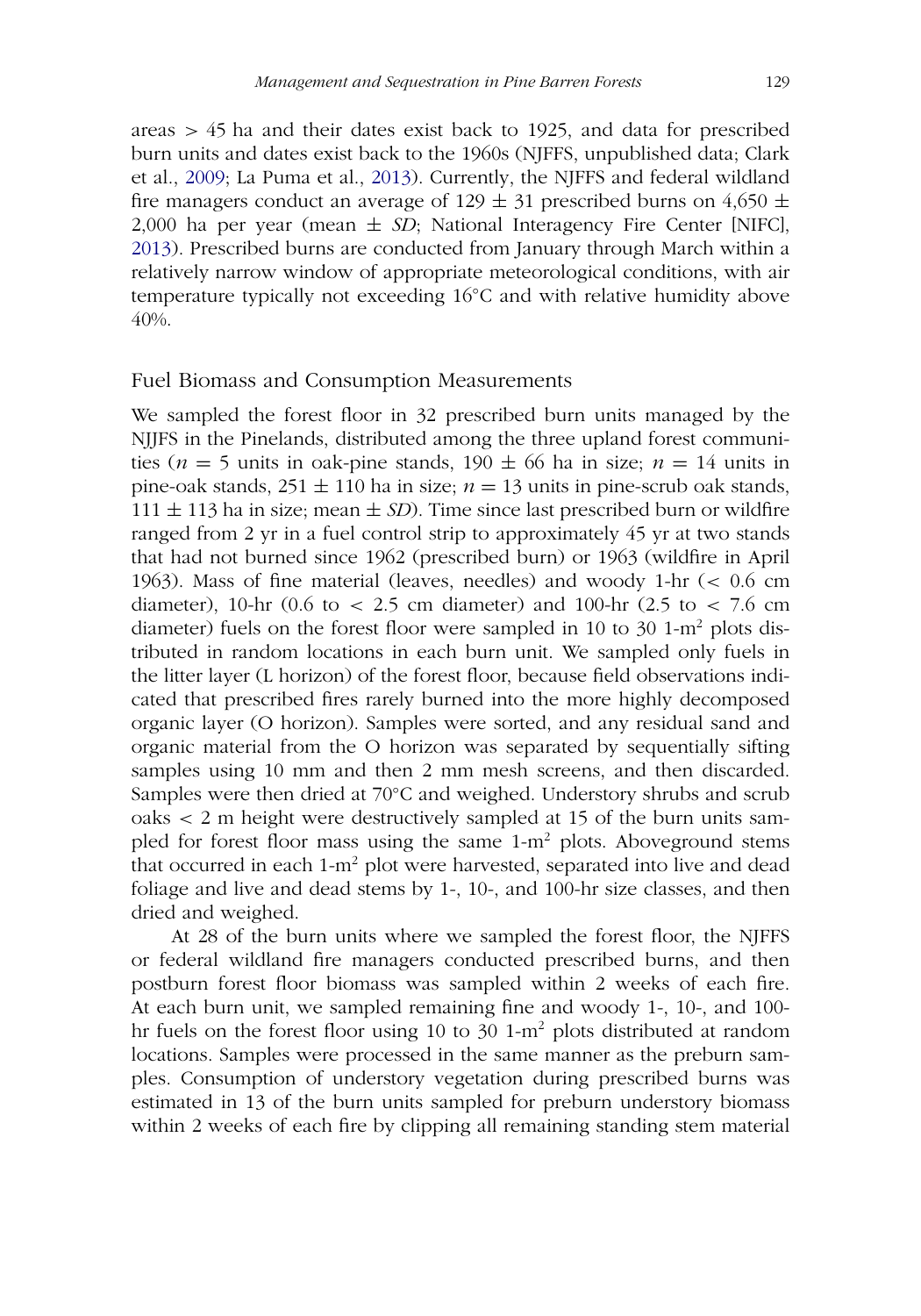areas > 45 ha and their dates exist back to 1925, and data for prescribed burn units and dates exist back to the 1960s (NJFFS, unpublished data; Clark et al., 2009; La Puma et al., 2013). Currently, the NJFFS and federal wildland fire managers conduct an average of 129 ± 31 prescribed burns on 4,650 ± 2,000 ha per year (mean ± *SD*; National Interagency Fire Center [NIFC], 2013). Prescribed burns are conducted from January through March within a relatively narrow window of appropriate meteorological conditions, with air temperature typically not exceeding 16°C and with relative humidity above 40%.

## Fuel Biomass and Consumption Measurements

We sampled the forest floor in 32 prescribed burn units managed by the NJJFS in the Pinelands, distributed among the three upland forest communities ($n = 5$ units in oak-pine stands, 190 ± 66 ha in size; $n = 14$ units in pine-oak stands, 251 ± 110 ha in size; $n = 13$ units in pine-scrub oak stands, 111 ± 113 ha in size; mean ± *SD*). Time since last prescribed burn or wildfire ranged from 2 yr in a fuel control strip to approximately 45 yr at two stands that had not burned since 1962 (prescribed burn) or 1963 (wildfire in April 1963). Mass of fine material (leaves, needles) and woody 1-hr (< 0.6 cm diameter), 10-hr (0.6 to < 2.5 cm diameter) and 100-hr (2.5 to < 7.6 cm diameter) fuels on the forest floor were sampled in 10 to 30 1-m$^2$ plots distributed in random locations in each burn unit. We sampled only fuels in the litter layer (L horizon) of the forest floor, because field observations indicated that prescribed fires rarely burned into the more highly decomposed organic layer (O horizon). Samples were sorted, and any residual sand and organic material from the O horizon was separated by sequentially sifting samples using 10 mm and then 2 mm mesh screens, and then discarded. Samples were then dried at 70°C and weighed. Understory shrubs and scrub oaks < 2 m height were destructively sampled at 15 of the burn units sampled for forest floor mass using the same 1-m$^2$ plots. Aboveground stems that occurred in each 1-m$^2$ plot were harvested, separated into live and dead foliage and live and dead stems by 1-, 10-, and 100-hr size classes, and then dried and weighed.

At 28 of the burn units where we sampled the forest floor, the NJFFS or federal wildland fire managers conducted prescribed burns, and then postburn forest floor biomass was sampled within 2 weeks of each fire. At each burn unit, we sampled remaining fine and woody 1-, 10-, and 100-hr fuels on the forest floor using 10 to 30 1-m$^2$ plots distributed at random locations. Samples were processed in the same manner as the preburn samples. Consumption of understory vegetation during prescribed burns was estimated in 13 of the burn units sampled for preburn understory biomass within 2 weeks of each fire by clipping all remaining standing stem material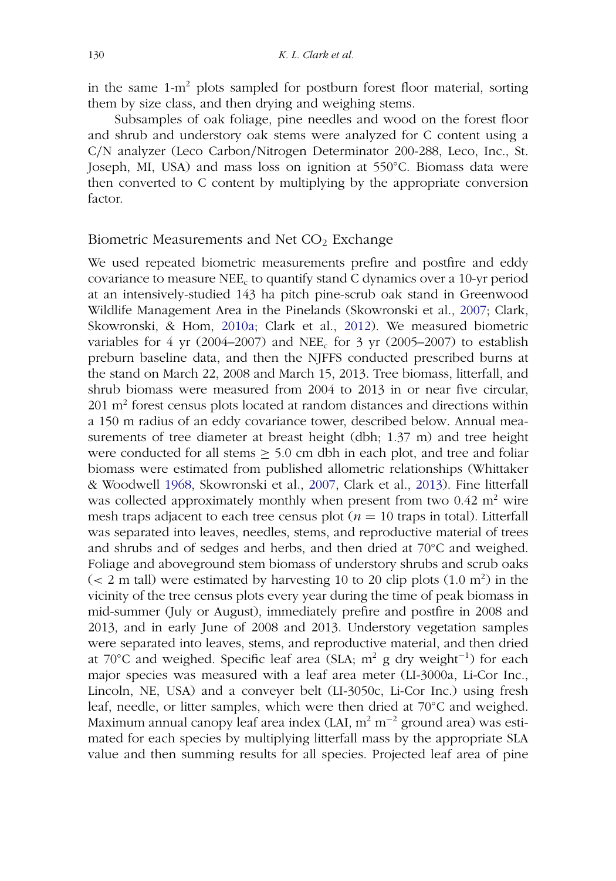in the same 1-$m^2$ plots sampled for postburn forest floor material, sorting them by size class, and then drying and weighing stems.

Subsamples of oak foliage, pine needles and wood on the forest floor and shrub and understory oak stems were analyzed for C content using a C/N analyzer (Leco Carbon/Nitrogen Determinator 200-288, Leco, Inc., St. Joseph, MI, USA) and mass loss on ignition at 550°C. Biomass data were then converted to C content by multiplying by the appropriate conversion factor.

## Biometric Measurements and Net $CO_2$ Exchange

We used repeated biometric measurements prefire and postfire and eddy covariance to measure $NEE_c$ to quantify stand C dynamics over a 10-yr period at an intensively-studied 143 ha pitch pine-scrub oak stand in Greenwood Wildlife Management Area in the Pinelands (Skowronski et al., 2007; Clark, Skowronski, & Hom, 2010a; Clark et al., 2012). We measured biometric variables for 4 yr (2004–2007) and $NEE_c$ for 3 yr (2005–2007) to establish preburn baseline data, and then the NJFFS conducted prescribed burns at the stand on March 22, 2008 and March 15, 2013. Tree biomass, litterfall, and shrub biomass were measured from 2004 to 2013 in or near five circular, 201 $m^2$ forest census plots located at random distances and directions within a 150 m radius of an eddy covariance tower, described below. Annual measurements of tree diameter at breast height (dbh; 1.37 m) and tree height were conducted for all stems $\geq$ 5.0 cm dbh in each plot, and tree and foliar biomass were estimated from published allometric relationships (Whittaker & Woodwell 1968, Skowronski et al., 2007, Clark et al., 2013). Fine litterfall was collected approximately monthly when present from two 0.42 $m^2$ wire mesh traps adjacent to each tree census plot ($n = 10$ traps in total). Litterfall was separated into leaves, needles, stems, and reproductive material of trees and shrubs and of sedges and herbs, and then dried at 70°C and weighed. Foliage and aboveground stem biomass of understory shrubs and scrub oaks (< 2 m tall) were estimated by harvesting 10 to 20 clip plots (1.0 $m^2$) in the vicinity of the tree census plots every year during the time of peak biomass in mid-summer (July or August), immediately prefire and postfire in 2008 and 2013, and in early June of 2008 and 2013. Understory vegetation samples were separated into leaves, stems, and reproductive material, and then dried at 70°C and weighed. Specific leaf area (SLA; $m^2$ g dry weight$^{-1}$) for each major species was measured with a leaf area meter (LI-3000a, Li-Cor Inc., Lincoln, NE, USA) and a conveyer belt (LI-3050c, Li-Cor Inc.) using fresh leaf, needle, or litter samples, which were then dried at 70°C and weighed. Maximum annual canopy leaf area index (LAI, $m^2$ $m^{-2}$ ground area) was estimated for each species by multiplying litterfall mass by the appropriate SLA value and then summing results for all species. Projected leaf area of pine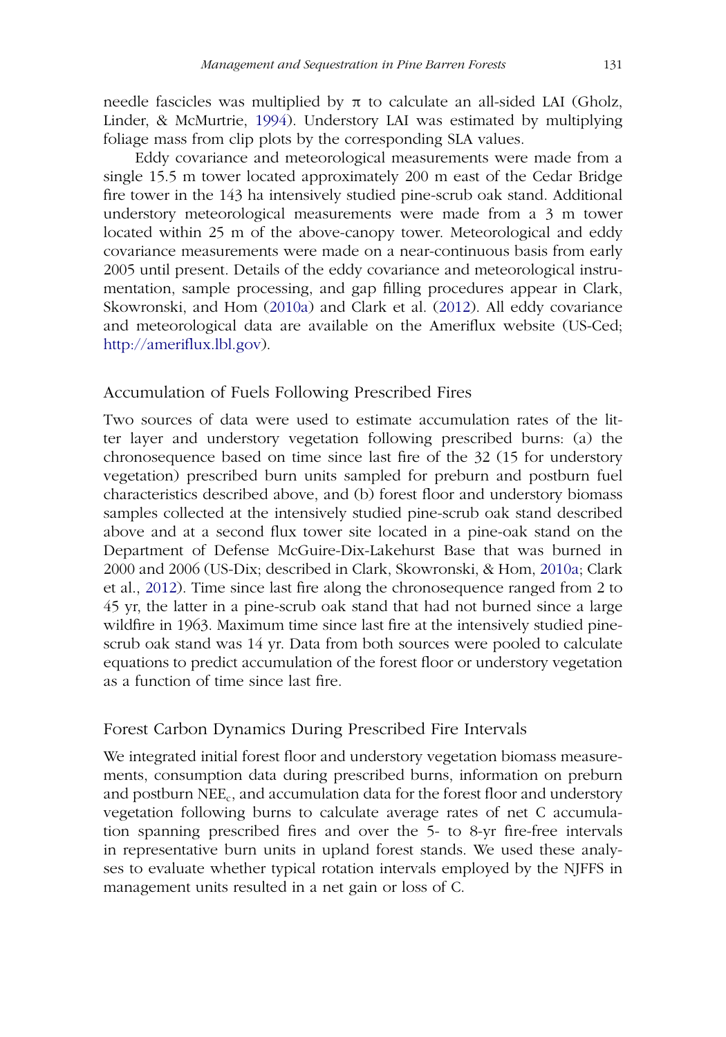needle fascicles was multiplied by π to calculate an all-sided LAI (Gholz, Linder, & McMurtrie, 1994). Understory LAI was estimated by multiplying foliage mass from clip plots by the corresponding SLA values.

Eddy covariance and meteorological measurements were made from a single 15.5 m tower located approximately 200 m east of the Cedar Bridge fire tower in the 143 ha intensively studied pine-scrub oak stand. Additional understory meteorological measurements were made from a 3 m tower located within 25 m of the above-canopy tower. Meteorological and eddy covariance measurements were made on a near-continuous basis from early 2005 until present. Details of the eddy covariance and meteorological instrumentation, sample processing, and gap filling procedures appear in Clark, Skowronski, and Hom (2010a) and Clark et al. (2012). All eddy covariance and meteorological data are available on the Ameriflux website (US-Ced; http://ameriflux.lbl.gov).

## Accumulation of Fuels Following Prescribed Fires

Two sources of data were used to estimate accumulation rates of the litter layer and understory vegetation following prescribed burns: (a) the chronosequence based on time since last fire of the 32 (15 for understory vegetation) prescribed burn units sampled for preburn and postburn fuel characteristics described above, and (b) forest floor and understory biomass samples collected at the intensively studied pine-scrub oak stand described above and at a second flux tower site located in a pine-oak stand on the Department of Defense McGuire-Dix-Lakehurst Base that was burned in 2000 and 2006 (US-Dix; described in Clark, Skowronski, & Hom, 2010a; Clark et al., 2012). Time since last fire along the chronosequence ranged from 2 to 45 yr, the latter in a pine-scrub oak stand that had not burned since a large wildfire in 1963. Maximum time since last fire at the intensively studied pine-scrub oak stand was 14 yr. Data from both sources were pooled to calculate equations to predict accumulation of the forest floor or understory vegetation as a function of time since last fire.

## Forest Carbon Dynamics During Prescribed Fire Intervals

We integrated initial forest floor and understory vegetation biomass measurements, consumption data during prescribed burns, information on preburn and postburn $NEE_c$, and accumulation data for the forest floor and understory vegetation following burns to calculate average rates of net C accumulation spanning prescribed fires and over the 5- to 8-yr fire-free intervals in representative burn units in upland forest stands. We used these analyses to evaluate whether typical rotation intervals employed by the NJFFS in management units resulted in a net gain or loss of C.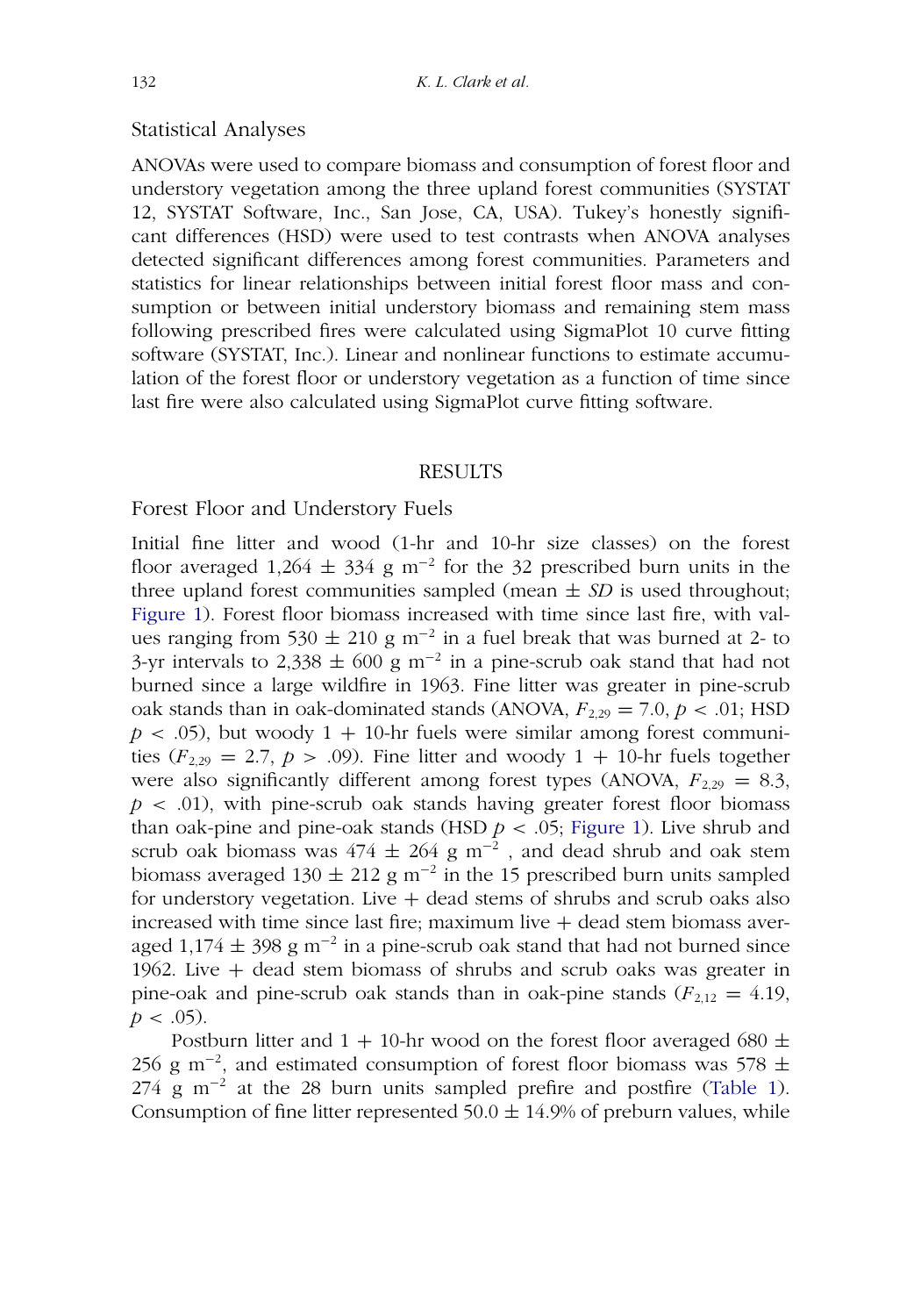## Statistical Analyses

ANOVAs were used to compare biomass and consumption of forest floor and understory vegetation among the three upland forest communities (SYSTAT 12, SYSTAT Software, Inc., San Jose, CA, USA). Tukey's honestly significant differences (HSD) were used to test contrasts when ANOVA analyses detected significant differences among forest communities. Parameters and statistics for linear relationships between initial forest floor mass and consumption or between initial understory biomass and remaining stem mass following prescribed fires were calculated using SigmaPlot 10 curve fitting software (SYSTAT, Inc.). Linear and nonlinear functions to estimate accumulation of the forest floor or understory vegetation as a function of time since last fire were also calculated using SigmaPlot curve fitting software.

# RESULTS

## Forest Floor and Understory Fuels

Initial fine litter and wood (1-hr and 10-hr size classes) on the forest floor averaged $1{,}264 \pm 334$ g m$^{-2}$ for the 32 prescribed burn units in the three upland forest communities sampled (mean $\pm$ *SD* is used throughout; Figure 1). Forest floor biomass increased with time since last fire, with values ranging from $530 \pm 210$ g m$^{-2}$ in a fuel break that was burned at 2- to 3-yr intervals to $2{,}338 \pm 600$ g m$^{-2}$ in a pine-scrub oak stand that had not burned since a large wildfire in 1963. Fine litter was greater in pine-scrub oak stands than in oak-dominated stands (ANOVA, $F_{2,29} = 7.0$, $p < .01$; HSD $p < .05$), but woody 1 + 10-hr fuels were similar among forest communities ($F_{2,29} = 2.7$, $p > .09$). Fine litter and woody 1 + 10-hr fuels together were also significantly different among forest types (ANOVA, $F_{2,29} = 8.3$, $p < .01$), with pine-scrub oak stands having greater forest floor biomass than oak-pine and pine-oak stands (HSD $p < .05$; Figure 1). Live shrub and scrub oak biomass was $474 \pm 264$ g m$^{-2}$ , and dead shrub and oak stem biomass averaged $130 \pm 212$ g m$^{-2}$ in the 15 prescribed burn units sampled for understory vegetation. Live + dead stems of shrubs and scrub oaks also increased with time since last fire; maximum live + dead stem biomass averaged $1{,}174 \pm 398$ g m$^{-2}$ in a pine-scrub oak stand that had not burned since 1962. Live + dead stem biomass of shrubs and scrub oaks was greater in pine-oak and pine-scrub oak stands than in oak-pine stands ($F_{2,12} = 4.19$, $p < .05$).

Postburn litter and 1 + 10-hr wood on the forest floor averaged $680 \pm 256$ g m$^{-2}$, and estimated consumption of forest floor biomass was $578 \pm 274$ g m$^{-2}$ at the 28 burn units sampled prefire and postfire (Table 1). Consumption of fine litter represented $50.0 \pm 14.9$% of preburn values, while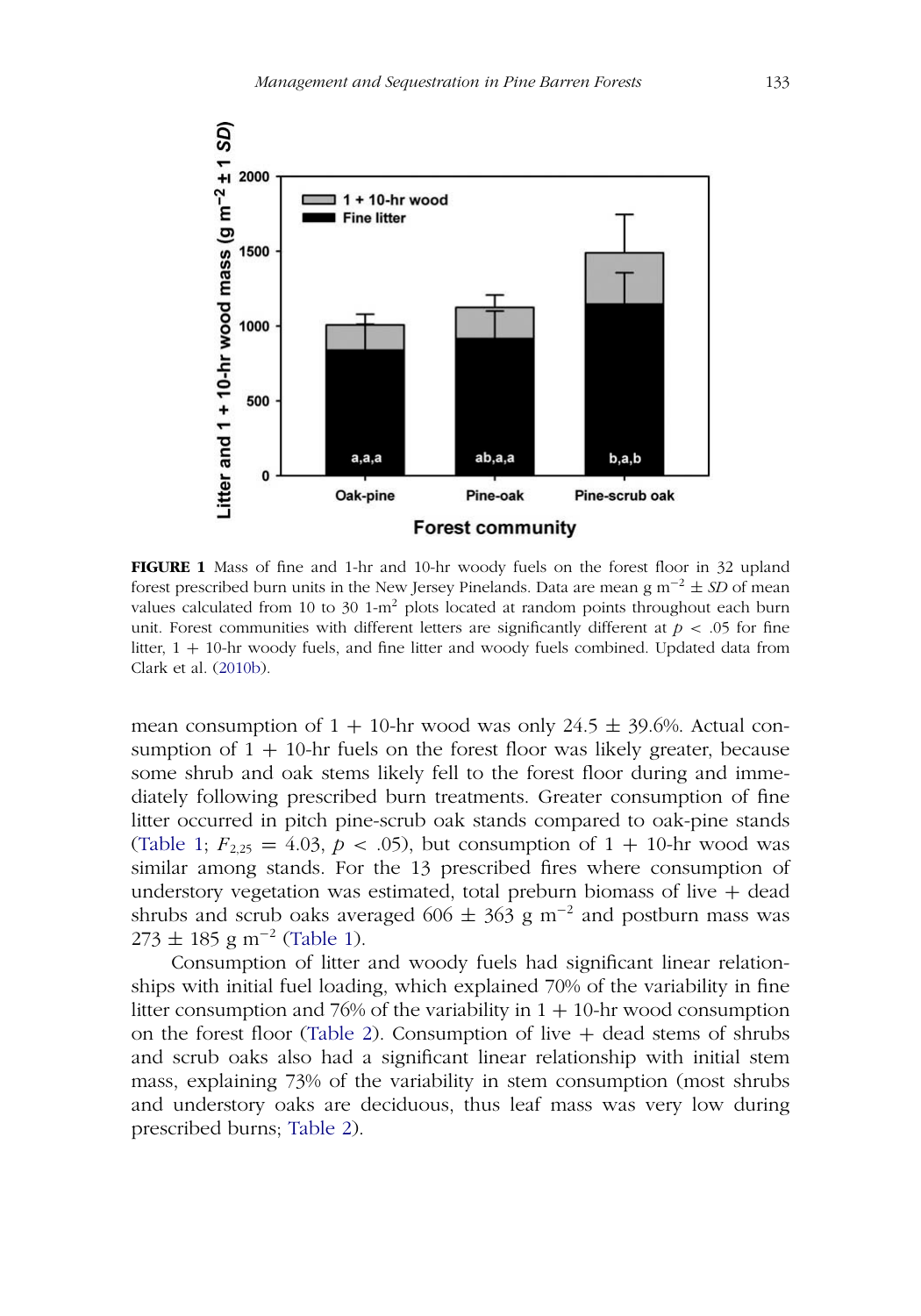Litter and 1 + 10-hr wood mass (g m$^{-2}$ ± 1 *SD*)

2000
1500
1000
500
0

1 + 10-hr wood
Fine litter

a,a,a
ab,a,a
b,a,b

Oak-pine
Pine-oak
Pine-scrub oak

Forest community

**FIGURE 1** Mass of fine and 1-hr and 10-hr woody fuels on the forest floor in 32 upland forest prescribed burn units in the New Jersey Pinelands. Data are mean g m$^{-2}$ ± *SD* of mean values calculated from 10 to 30 1-m$^2$ plots located at random points throughout each burn unit. Forest communities with different letters are significantly different at $p < .05$ for fine litter, 1 + 10-hr woody fuels, and fine litter and woody fuels combined. Updated data from Clark et al. (2010b).

mean consumption of 1 + 10-hr wood was only 24.5 ± 39.6%. Actual consumption of 1 + 10-hr fuels on the forest floor was likely greater, because some shrub and oak stems likely fell to the forest floor during and immediately following prescribed burn treatments. Greater consumption of fine litter occurred in pitch pine-scrub oak stands compared to oak-pine stands (Table 1; $F_{2,25} = 4.03$, $p < .05$), but consumption of 1 + 10-hr wood was similar among stands. For the 13 prescribed fires where consumption of understory vegetation was estimated, total preburn biomass of live + dead shrubs and scrub oaks averaged 606 ± 363 g m$^{-2}$ and postburn mass was 273 ± 185 g m$^{-2}$ (Table 1).

Consumption of litter and woody fuels had significant linear relationships with initial fuel loading, which explained 70% of the variability in fine litter consumption and 76% of the variability in 1 + 10-hr wood consumption on the forest floor (Table 2). Consumption of live + dead stems of shrubs and scrub oaks also had a significant linear relationship with initial stem mass, explaining 73% of the variability in stem consumption (most shrubs and understory oaks are deciduous, thus leaf mass was very low during prescribed burns; Table 2).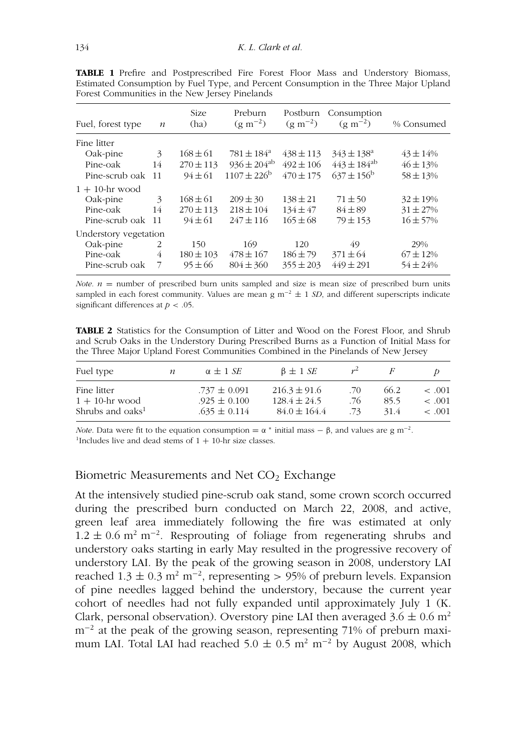**TABLE 1** Prefire and Postprescribed Fire Forest Floor Mass and Understory Biomass, Estimated Consumption by Fuel Type, and Percent Consumption in the Three Major Upland Forest Communities in the New Jersey Pinelands

| Fuel, forest type | $n$ | Size (ha) | Preburn ($g\ m^{-2}$) | Postburn ($g\ m^{-2}$) | Consumption ($g\ m^{-2}$) | % Consumed |
|---|---|---|---|---|---|---|
| Fine litter | | | | | | |
| Oak-pine | 3 | $168 \pm 61$ | $781 \pm 184^{a}$ | $438 \pm 113$ | $343 \pm 138^{a}$ | $43 \pm 14\%$ |
| Pine-oak | 14 | $270 \pm 113$ | $936 \pm 204^{ab}$ | $492 \pm 106$ | $443 \pm 184^{ab}$ | $46 \pm 13\%$ |
| Pine-scrub oak | 11 | $94 \pm 61$ | $1107 \pm 226^{b}$ | $470 \pm 175$ | $637 \pm 156^{b}$ | $58 \pm 13\%$ |
| 1 + 10-hr wood | | | | | | |
| Oak-pine | 3 | $168 \pm 61$ | $209 \pm 30$ | $138 \pm 21$ | $71 \pm 50$ | $32 \pm 19\%$ |
| Pine-oak | 14 | $270 \pm 113$ | $218 \pm 104$ | $134 \pm 47$ | $84 \pm 89$ | $31 \pm 27\%$ |
| Pine-scrub oak | 11 | $94 \pm 61$ | $247 \pm 116$ | $165 \pm 68$ | $79 \pm 153$ | $16 \pm 57\%$ |
| Understory vegetation | | | | | | |
| Oak-pine | 2 | 150 | 169 | 120 | 49 | 29% |
| Pine-oak | 4 | $180 \pm 103$ | $478 \pm 167$ | $186 \pm 79$ | $371 \pm 64$ | $67 \pm 12\%$ |
| Pine-scrub oak | 7 | $95 \pm 66$ | $804 \pm 360$ | $355 \pm 203$ | $449 \pm 291$ | $54 \pm 24\%$ |

*Note.* $n$ = number of prescribed burn units sampled and size is mean size of prescribed burn units sampled in each forest community. Values are mean $g\ m^{-2} \pm 1$ *SD*, and different superscripts indicate significant differences at $p < .05$.

**TABLE 2** Statistics for the Consumption of Litter and Wood on the Forest Floor, and Shrub and Scrub Oaks in the Understory During Prescribed Burns as a Function of Initial Mass for the Three Major Upland Forest Communities Combined in the Pinelands of New Jersey

| Fuel type | $n$ | $\alpha \pm 1$ *SE* | $\beta \pm 1$ *SE* | $r^2$ | $F$ | $p$ |
|---|---|---|---|---|---|---|
| Fine litter | | $.737 \pm 0.091$ | $216.3 \pm 91.6$ | .70 | 66.2 | $< .001$ |
| 1 + 10-hr wood | | $.925 \pm 0.100$ | $128.4 \pm 24.5$ | .76 | 85.5 | $< .001$ |
| Shrubs and oaks[1] | | $.635 \pm 0.114$ | $84.0 \pm 164.4$ | .73 | 31.4 | $< .001$ |

*Note.* Data were fit to the equation consumption = $\alpha$ * initial mass − $\beta$, and values are $g\ m^{-2}$.
[1]Includes live and dead stems of 1 + 10-hr size classes.

## Biometric Measurements and Net $CO_2$ Exchange

At the intensively studied pine-scrub oak stand, some crown scorch occurred during the prescribed burn conducted on March 22, 2008, and active, green leaf area immediately following the fire was estimated at only $1.2 \pm 0.6\ m^2\ m^{-2}$. Resprouting of foliage from regenerating shrubs and understory oaks starting in early May resulted in the progressive recovery of understory LAI. By the peak of the growing season in 2008, understory LAI reached $1.3 \pm 0.3\ m^2\ m^{-2}$, representing > 95% of preburn levels. Expansion of pine needles lagged behind the understory, because the current year cohort of needles had not fully expanded until approximately July 1 (K. Clark, personal observation). Overstory pine LAI then averaged $3.6 \pm 0.6\ m^2\ m^{-2}$ at the peak of the growing season, representing 71% of preburn maximum LAI. Total LAI had reached $5.0 \pm 0.5\ m^2\ m^{-2}$ by August 2008, which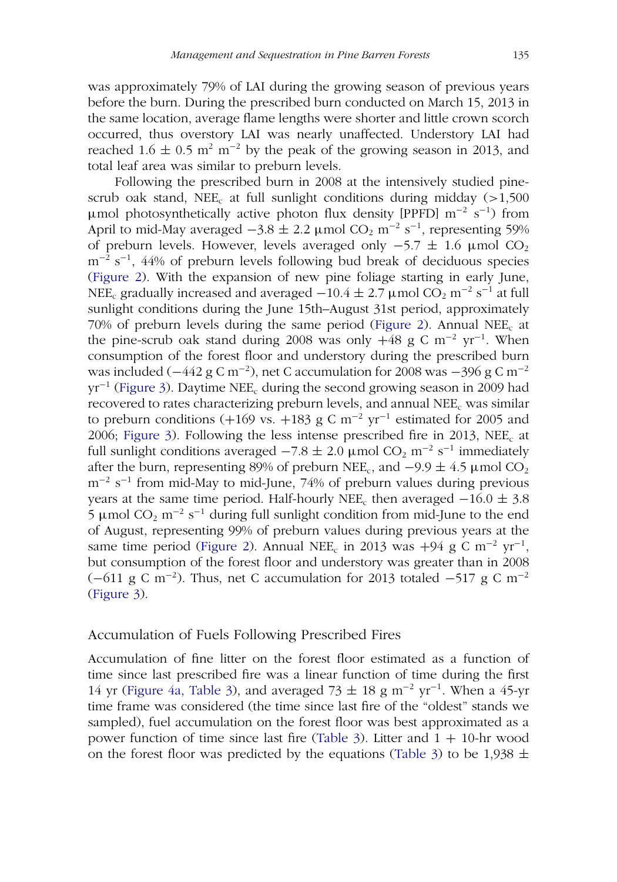was approximately 79% of LAI during the growing season of previous years before the burn. During the prescribed burn conducted on March 15, 2013 in the same location, average flame lengths were shorter and little crown scorch occurred, thus overstory LAI was nearly unaffected. Understory LAI had reached $1.6 \pm 0.5$ $m^2$ $m^{-2}$ by the peak of the growing season in 2013, and total leaf area was similar to preburn levels.

Following the prescribed burn in 2008 at the intensively studied pine-scrub oak stand, $NEE_c$ at full sunlight conditions during midday (>1,500 μmol photosynthetically active photon flux density [PPFD] $m^{-2}$ $s^{-1}$) from April to mid-May averaged $-3.8 \pm 2.2$ μmol $CO_2$ $m^{-2}$ $s^{-1}$, representing 59% of preburn levels. However, levels averaged only $-5.7 \pm 1.6$ μmol $CO_2$ $m^{-2}$ $s^{-1}$, 44% of preburn levels following bud break of deciduous species (Figure 2). With the expansion of new pine foliage starting in early June, $NEE_c$ gradually increased and averaged $-10.4 \pm 2.7$ μmol $CO_2$ $m^{-2}$ $s^{-1}$ at full sunlight conditions during the June 15th–August 31st period, approximately 70% of preburn levels during the same period (Figure 2). Annual $NEE_c$ at the pine-scrub oak stand during 2008 was only +48 g C $m^{-2}$ $yr^{-1}$. When consumption of the forest floor and understory during the prescribed burn was included (−442 g C $m^{-2}$), net C accumulation for 2008 was −396 g C $m^{-2}$ $yr^{-1}$ (Figure 3). Daytime $NEE_c$ during the second growing season in 2009 had recovered to rates characterizing preburn levels, and annual $NEE_c$ was similar to preburn conditions (+169 vs. +183 g C $m^{-2}$ $yr^{-1}$ estimated for 2005 and 2006; Figure 3). Following the less intense prescribed fire in 2013, $NEE_c$ at full sunlight conditions averaged $-7.8 \pm 2.0$ μmol $CO_2$ $m^{-2}$ $s^{-1}$ immediately after the burn, representing 89% of preburn $NEE_c$, and $-9.9 \pm 4.5$ μmol $CO_2$ $m^{-2}$ $s^{-1}$ from mid-May to mid-June, 74% of preburn values during previous years at the same time period. Half-hourly $NEE_c$ then averaged $-16.0 \pm 3.8$ 5 μmol $CO_2$ $m^{-2}$ $s^{-1}$ during full sunlight condition from mid-June to the end of August, representing 99% of preburn values during previous years at the same time period (Figure 2). Annual $NEE_c$ in 2013 was +94 g C $m^{-2}$ $yr^{-1}$, but consumption of the forest floor and understory was greater than in 2008 (−611 g C $m^{-2}$). Thus, net C accumulation for 2013 totaled −517 g C $m^{-2}$ (Figure 3).

## Accumulation of Fuels Following Prescribed Fires

Accumulation of fine litter on the forest floor estimated as a function of time since last prescribed fire was a linear function of time during the first 14 yr (Figure 4a, Table 3), and averaged $73 \pm 18$ g $m^{-2}$ $yr^{-1}$. When a 45-yr time frame was considered (the time since last fire of the "oldest" stands we sampled), fuel accumulation on the forest floor was best approximated as a power function of time since last fire (Table 3). Litter and 1 + 10-hr wood on the forest floor was predicted by the equations (Table 3) to be 1,938 ±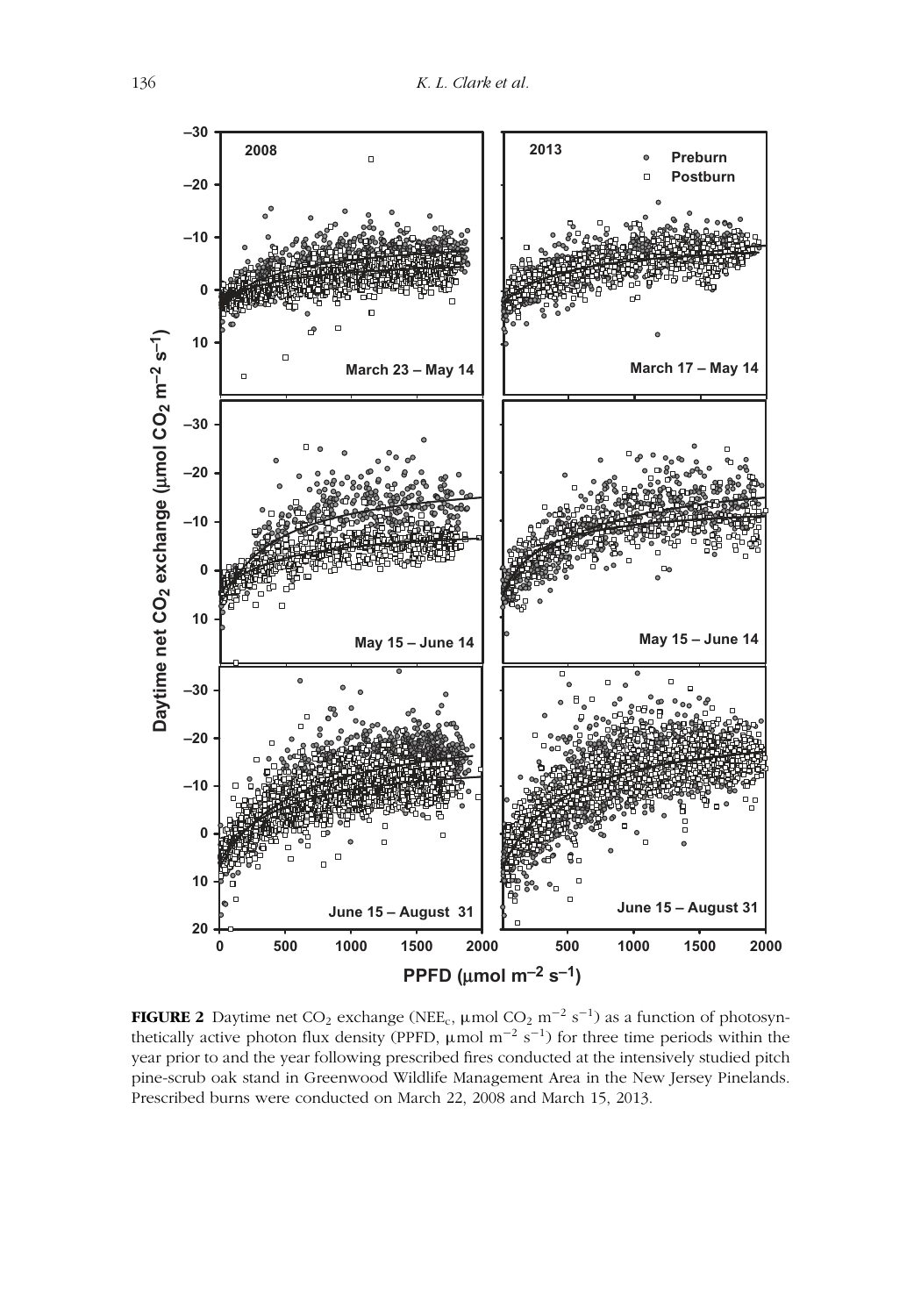2008

2013

Preburn

Postburn

Daytime net $CO_2$ exchange (μmol $CO_2$ $m^{-2}$ $s^{-1}$)

March 23 – May 14

March 17 – May 14

May 15 – June 14

May 15 – June 14

June 15 – August 31

June 15 – August 31

PPFD (μmol $m^{-2}$ $s^{-1}$)

–30, –20, –10, 0, 10, 20

0, 500, 1000, 1500, 2000

**FIGURE 2** Daytime net $CO_2$ exchange ($NEE_c$, μmol $CO_2$ $m^{-2}$ $s^{-1}$) as a function of photosynthetically active photon flux density (PPFD, μmol $m^{-2}$ $s^{-1}$) for three time periods within the year prior to and the year following prescribed fires conducted at the intensively studied pitch pine-scrub oak stand in Greenwood Wildlife Management Area in the New Jersey Pinelands. Prescribed burns were conducted on March 22, 2008 and March 15, 2013.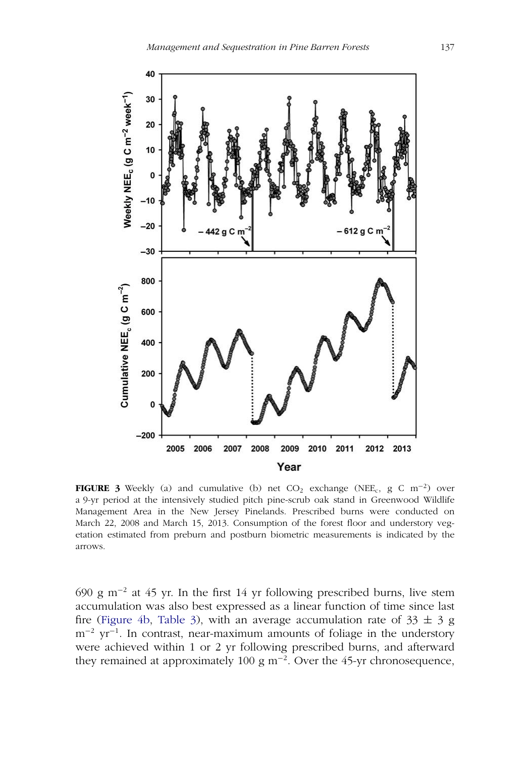Weekly $NEE_c$ (g C m$^{-2}$ week$^{-1}$)

40
30
20
10
0
−10
−20
−30

– 442 g C m$^{-2}$

– 612 g C m$^{-2}$

Cumulative $NEE_c$ (g C m$^{-2}$)

800
600
400
200
0
−200

2005 2006 2007 2008 2009 2010 2011 2012 2013

Year

**FIGURE 3** Weekly (a) and cumulative (b) net $CO_2$ exchange ($NEE_c$, g C m$^{-2}$) over a 9-yr period at the intensively studied pitch pine-scrub oak stand in Greenwood Wildlife Management Area in the New Jersey Pinelands. Prescribed burns were conducted on March 22, 2008 and March 15, 2013. Consumption of the forest floor and understory vegetation estimated from preburn and postburn biometric measurements is indicated by the arrows.

690 g m$^{-2}$ at 45 yr. In the first 14 yr following prescribed burns, live stem accumulation was also best expressed as a linear function of time since last fire (Figure 4b, Table 3), with an average accumulation rate of 33 ± 3 g m$^{-2}$ yr$^{-1}$. In contrast, near-maximum amounts of foliage in the understory were achieved within 1 or 2 yr following prescribed burns, and afterward they remained at approximately 100 g m$^{-2}$. Over the 45-yr chronosequence,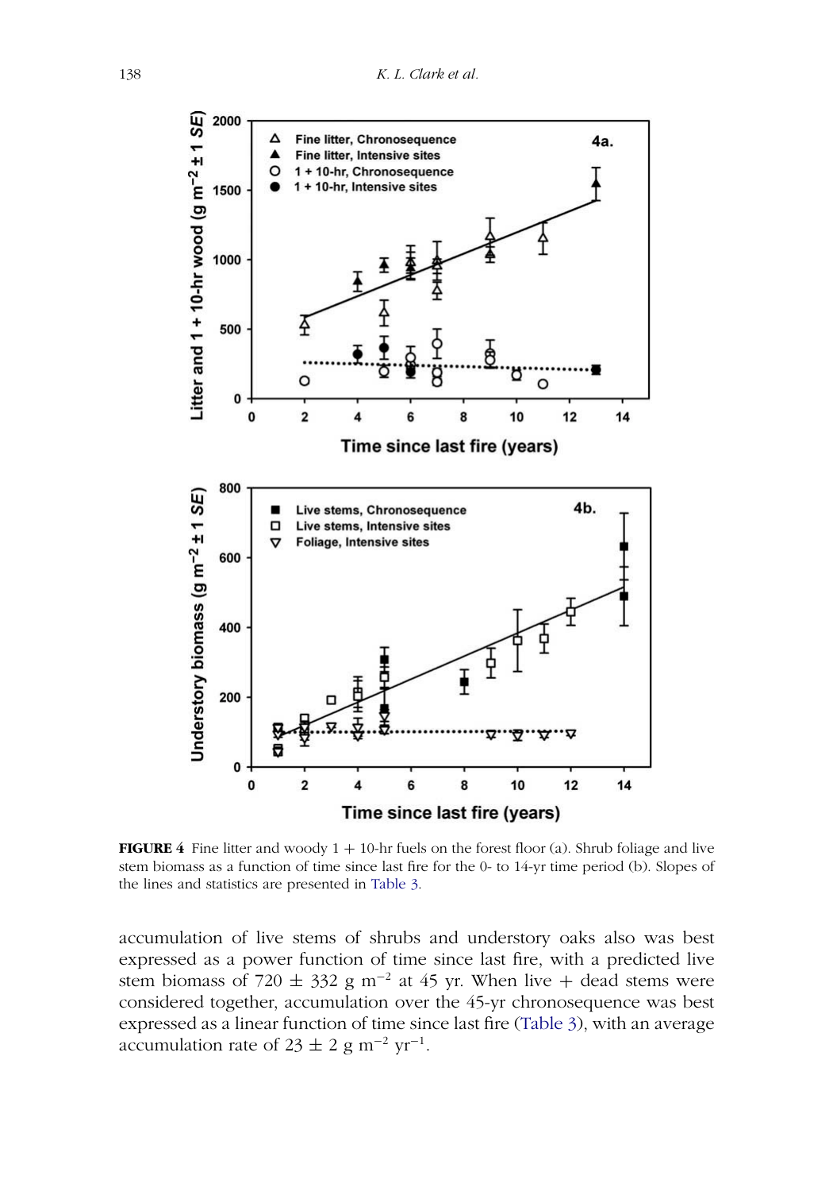Litter and 1 + 10-hr wood (g m$^{-2}$ ± 1 *SE*)

2000

1500

1000

500

0

0 2 4 6 8 10 12 14

Time since last fire (years)

Fine litter, Chronosequence

Fine litter, Intensive sites

1 + 10-hr, Chronosequence

1 + 10-hr, Intensive sites

4a.

Understory biomass (g m$^{-2}$ ± 1 *SE*)

800

600

400

200

0

0 2 4 6 8 10 12 14

Time since last fire (years)

Live stems, Chronosequence

Live stems, Intensive sites

Foliage, Intensive sites

4b.

**FIGURE 4** Fine litter and woody 1 + 10-hr fuels on the forest floor (a). Shrub foliage and live stem biomass as a function of time since last fire for the 0- to 14-yr time period (b). Slopes of the lines and statistics are presented in Table 3.

accumulation of live stems of shrubs and understory oaks also was best expressed as a power function of time since last fire, with a predicted live stem biomass of 720 ± 332 g m$^{-2}$ at 45 yr. When live + dead stems were considered together, accumulation over the 45-yr chronosequence was best expressed as a linear function of time since last fire (Table 3), with an average accumulation rate of 23 ± 2 g m$^{-2}$ yr$^{-1}$.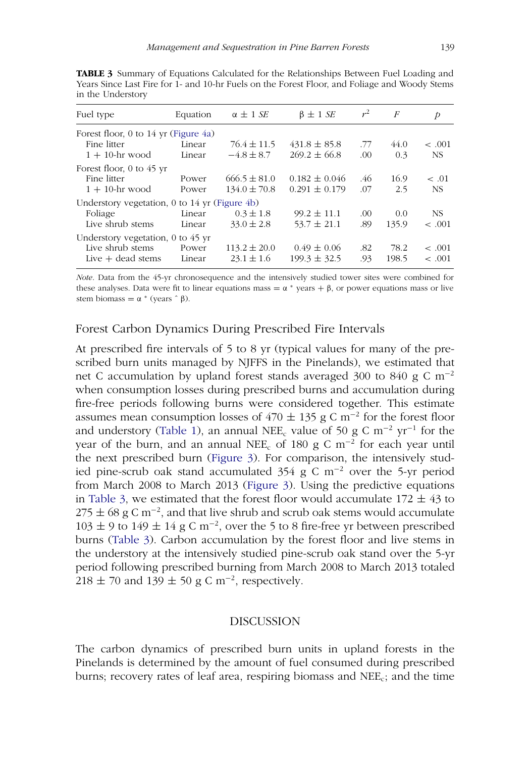**TABLE 3** Summary of Equations Calculated for the Relationships Between Fuel Loading and Years Since Last Fire for 1- and 10-hr Fuels on the Forest Floor, and Foliage and Woody Stems in the Understory

| Fuel type | Equation | $\alpha \pm 1$ *SE* | $\beta \pm 1$ *SE* | $r^2$ | *F* | *p* |
|---|---|---|---|---|---|---|
| Forest floor, 0 to 14 yr (Figure 4a) | | | | | | |
| Fine litter | Linear | $76.4 \pm 11.5$ | $431.8 \pm 85.8$ | .77 | 44.0 | $< .001$ |
| 1 + 10-hr wood | Linear | $-4.8 \pm 8.7$ | $269.2 \pm 66.8$ | .00 | 0.3 | NS |
| Forest floor, 0 to 45 yr | | | | | | |
| Fine litter | Power | $666.5 \pm 81.0$ | $0.182 \pm 0.046$ | .46 | 16.9 | $< .01$ |
| 1 + 10-hr wood | Power | $134.0 \pm 70.8$ | $0.291 \pm 0.179$ | .07 | 2.5 | NS |
| Understory vegetation, 0 to 14 yr (Figure 4b) | | | | | | |
| Foliage | Linear | $0.3 \pm 1.8$ | $99.2 \pm 11.1$ | .00 | 0.0 | NS |
| Live shrub stems | Linear | $33.0 \pm 2.8$ | $53.7 \pm 21.1$ | .89 | 135.9 | $< .001$ |
| Understory vegetation, 0 to 45 yr | | | | | | |
| Live shrub stems | Power | $113.2 \pm 20.0$ | $0.49 \pm 0.06$ | .82 | 78.2 | $< .001$ |
| Live + dead stems | Linear | $23.1 \pm 1.6$ | $199.3 \pm 32.5$ | .93 | 198.5 | $< .001$ |

*Note*. Data from the 45-yr chronosequence and the intensively studied tower sites were combined for these analyses. Data were fit to linear equations mass = $\alpha$ * years + $\beta$, or power equations mass or live stem biomass = $\alpha$ * (years ^ $\beta$).

## Forest Carbon Dynamics During Prescribed Fire Intervals

At prescribed fire intervals of 5 to 8 yr (typical values for many of the prescribed burn units managed by NJFFS in the Pinelands), we estimated that net C accumulation by upland forest stands averaged 300 to 840 g C $m^{-2}$ when consumption losses during prescribed burns and accumulation during fire-free periods following burns were considered together. This estimate assumes mean consumption losses of $470 \pm 135$ g C $m^{-2}$ for the forest floor and understory (Table 1), an annual $NEE_c$ value of 50 g C $m^{-2}$ $yr^{-1}$ for the year of the burn, and an annual $NEE_c$ of 180 g C $m^{-2}$ for each year until the next prescribed burn (Figure 3). For comparison, the intensively studied pine-scrub oak stand accumulated 354 g C $m^{-2}$ over the 5-yr period from March 2008 to March 2013 (Figure 3). Using the predictive equations in Table 3, we estimated that the forest floor would accumulate $172 \pm 43$ to $275 \pm 68$ g C $m^{-2}$, and that live shrub and scrub oak stems would accumulate $103 \pm 9$ to $149 \pm 14$ g C $m^{-2}$, over the 5 to 8 fire-free yr between prescribed burns (Table 3). Carbon accumulation by the forest floor and live stems in the understory at the intensively studied pine-scrub oak stand over the 5-yr period following prescribed burning from March 2008 to March 2013 totaled $218 \pm 70$ and $139 \pm 50$ g C $m^{-2}$, respectively.

## DISCUSSION

The carbon dynamics of prescribed burn units in upland forests in the Pinelands is determined by the amount of fuel consumed during prescribed burns; recovery rates of leaf area, respiring biomass and $NEE_c$; and the time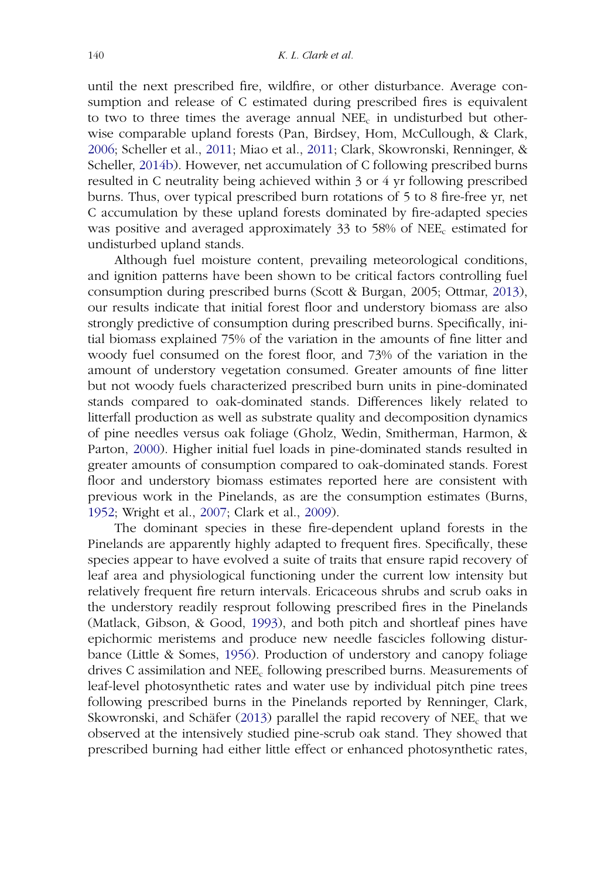until the next prescribed fire, wildfire, or other disturbance. Average consumption and release of C estimated during prescribed fires is equivalent to two to three times the average annual $NEE_c$ in undisturbed but otherwise comparable upland forests (Pan, Birdsey, Hom, McCullough, & Clark, 2006; Scheller et al., 2011; Miao et al., 2011; Clark, Skowronski, Renninger, & Scheller, 2014b). However, net accumulation of C following prescribed burns resulted in C neutrality being achieved within 3 or 4 yr following prescribed burns. Thus, over typical prescribed burn rotations of 5 to 8 fire-free yr, net C accumulation by these upland forests dominated by fire-adapted species was positive and averaged approximately 33 to 58% of $NEE_c$ estimated for undisturbed upland stands.

Although fuel moisture content, prevailing meteorological conditions, and ignition patterns have been shown to be critical factors controlling fuel consumption during prescribed burns (Scott & Burgan, 2005; Ottmar, 2013), our results indicate that initial forest floor and understory biomass are also strongly predictive of consumption during prescribed burns. Specifically, initial biomass explained 75% of the variation in the amounts of fine litter and woody fuel consumed on the forest floor, and 73% of the variation in the amount of understory vegetation consumed. Greater amounts of fine litter but not woody fuels characterized prescribed burn units in pine-dominated stands compared to oak-dominated stands. Differences likely related to litterfall production as well as substrate quality and decomposition dynamics of pine needles versus oak foliage (Gholz, Wedin, Smitherman, Harmon, & Parton, 2000). Higher initial fuel loads in pine-dominated stands resulted in greater amounts of consumption compared to oak-dominated stands. Forest floor and understory biomass estimates reported here are consistent with previous work in the Pinelands, as are the consumption estimates (Burns, 1952; Wright et al., 2007; Clark et al., 2009).

The dominant species in these fire-dependent upland forests in the Pinelands are apparently highly adapted to frequent fires. Specifically, these species appear to have evolved a suite of traits that ensure rapid recovery of leaf area and physiological functioning under the current low intensity but relatively frequent fire return intervals. Ericaceous shrubs and scrub oaks in the understory readily resprout following prescribed fires in the Pinelands (Matlack, Gibson, & Good, 1993), and both pitch and shortleaf pines have epichormic meristems and produce new needle fascicles following disturbance (Little & Somes, 1956). Production of understory and canopy foliage drives C assimilation and $NEE_c$ following prescribed burns. Measurements of leaf-level photosynthetic rates and water use by individual pitch pine trees following prescribed burns in the Pinelands reported by Renninger, Clark, Skowronski, and Schäfer (2013) parallel the rapid recovery of $NEE_c$ that we observed at the intensively studied pine-scrub oak stand. They showed that prescribed burning had either little effect or enhanced photosynthetic rates,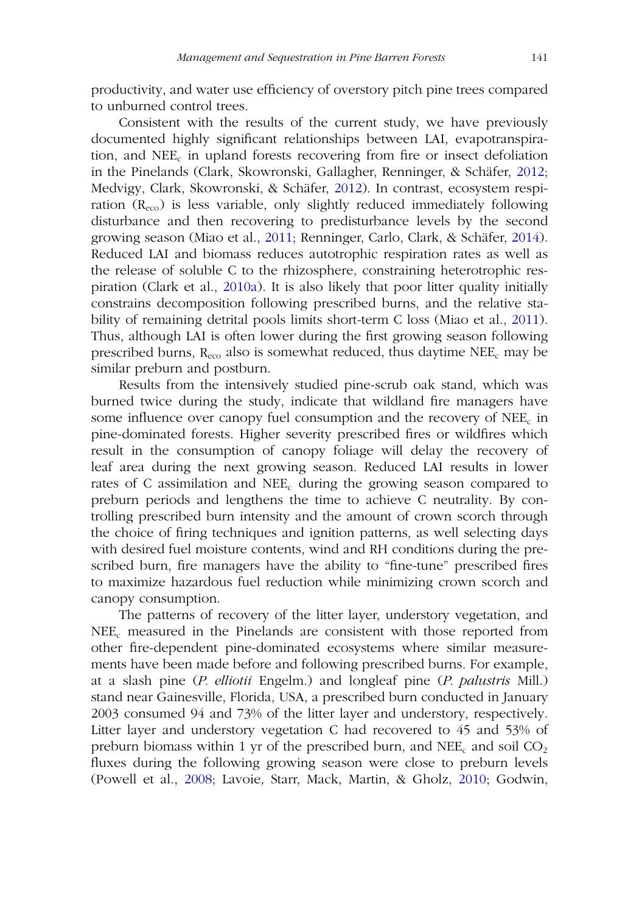productivity, and water use efficiency of overstory pitch pine trees compared to unburned control trees.

Consistent with the results of the current study, we have previously documented highly significant relationships between LAI, evapotranspiration, and $NEE_c$ in upland forests recovering from fire or insect defoliation in the Pinelands (Clark, Skowronski, Gallagher, Renninger, & Schäfer, 2012; Medvigy, Clark, Skowronski, & Schäfer, 2012). In contrast, ecosystem respiration ($R_{eco}$) is less variable, only slightly reduced immediately following disturbance and then recovering to predisturbance levels by the second growing season (Miao et al., 2011; Renninger, Carlo, Clark, & Schäfer, 2014). Reduced LAI and biomass reduces autotrophic respiration rates as well as the release of soluble C to the rhizosphere, constraining heterotrophic respiration (Clark et al., 2010a). It is also likely that poor litter quality initially constrains decomposition following prescribed burns, and the relative stability of remaining detrital pools limits short-term C loss (Miao et al., 2011). Thus, although LAI is often lower during the first growing season following prescribed burns, $R_{eco}$ also is somewhat reduced, thus daytime $NEE_c$ may be similar preburn and postburn.

Results from the intensively studied pine-scrub oak stand, which was burned twice during the study, indicate that wildland fire managers have some influence over canopy fuel consumption and the recovery of $NEE_c$ in pine-dominated forests. Higher severity prescribed fires or wildfires which result in the consumption of canopy foliage will delay the recovery of leaf area during the next growing season. Reduced LAI results in lower rates of C assimilation and $NEE_c$ during the growing season compared to preburn periods and lengthens the time to achieve C neutrality. By controlling prescribed burn intensity and the amount of crown scorch through the choice of firing techniques and ignition patterns, as well selecting days with desired fuel moisture contents, wind and RH conditions during the prescribed burn, fire managers have the ability to "fine-tune" prescribed fires to maximize hazardous fuel reduction while minimizing crown scorch and canopy consumption.

The patterns of recovery of the litter layer, understory vegetation, and $NEE_c$ measured in the Pinelands are consistent with those reported from other fire-dependent pine-dominated ecosystems where similar measurements have been made before and following prescribed burns. For example, at a slash pine (*P. elliotii* Engelm.) and longleaf pine (*P. palustris* Mill.) stand near Gainesville, Florida, USA, a prescribed burn conducted in January 2003 consumed 94 and 73% of the litter layer and understory, respectively. Litter layer and understory vegetation C had recovered to 45 and 53% of preburn biomass within 1 yr of the prescribed burn, and $NEE_c$ and soil $CO_2$ fluxes during the following growing season were close to preburn levels (Powell et al., 2008; Lavoie, Starr, Mack, Martin, & Gholz, 2010; Godwin,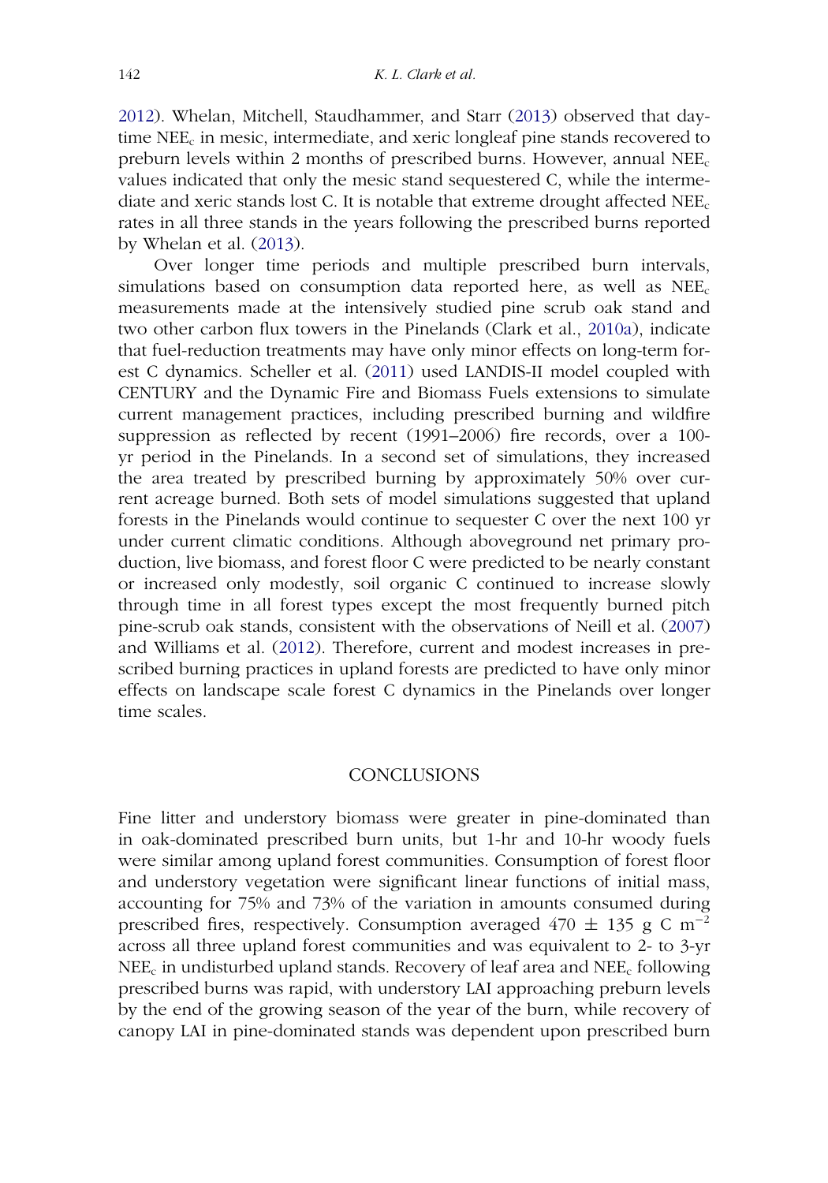2012). Whelan, Mitchell, Staudhammer, and Starr (2013) observed that daytime $NEE_c$ in mesic, intermediate, and xeric longleaf pine stands recovered to preburn levels within 2 months of prescribed burns. However, annual $NEE_c$ values indicated that only the mesic stand sequestered C, while the intermediate and xeric stands lost C. It is notable that extreme drought affected $NEE_c$ rates in all three stands in the years following the prescribed burns reported by Whelan et al. (2013).

Over longer time periods and multiple prescribed burn intervals, simulations based on consumption data reported here, as well as $NEE_c$ measurements made at the intensively studied pine scrub oak stand and two other carbon flux towers in the Pinelands (Clark et al., 2010a), indicate that fuel-reduction treatments may have only minor effects on long-term forest C dynamics. Scheller et al. (2011) used LANDIS-II model coupled with CENTURY and the Dynamic Fire and Biomass Fuels extensions to simulate current management practices, including prescribed burning and wildfire suppression as reflected by recent (1991–2006) fire records, over a 100-yr period in the Pinelands. In a second set of simulations, they increased the area treated by prescribed burning by approximately 50% over current acreage burned. Both sets of model simulations suggested that upland forests in the Pinelands would continue to sequester C over the next 100 yr under current climatic conditions. Although aboveground net primary production, live biomass, and forest floor C were predicted to be nearly constant or increased only modestly, soil organic C continued to increase slowly through time in all forest types except the most frequently burned pitch pine-scrub oak stands, consistent with the observations of Neill et al. (2007) and Williams et al. (2012). Therefore, current and modest increases in prescribed burning practices in upland forests are predicted to have only minor effects on landscape scale forest C dynamics in the Pinelands over longer time scales.

## CONCLUSIONS

Fine litter and understory biomass were greater in pine-dominated than in oak-dominated prescribed burn units, but 1-hr and 10-hr woody fuels were similar among upland forest communities. Consumption of forest floor and understory vegetation were significant linear functions of initial mass, accounting for 75% and 73% of the variation in amounts consumed during prescribed fires, respectively. Consumption averaged $470 \pm 135$ g C $m^{-2}$ across all three upland forest communities and was equivalent to 2- to 3-yr $NEE_c$ in undisturbed upland stands. Recovery of leaf area and $NEE_c$ following prescribed burns was rapid, with understory LAI approaching preburn levels by the end of the growing season of the year of the burn, while recovery of canopy LAI in pine-dominated stands was dependent upon prescribed burn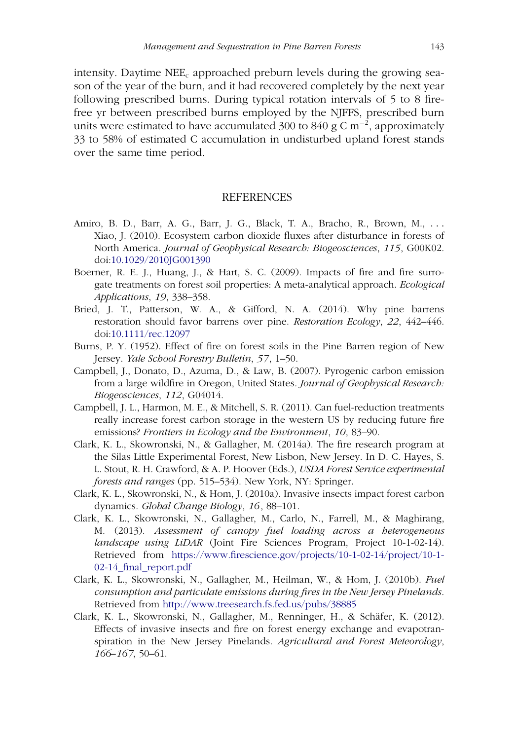intensity. Daytime $NEE_c$ approached preburn levels during the growing season of the year of the burn, and it had recovered completely by the next year following prescribed burns. During typical rotation intervals of 5 to 8 fire-free yr between prescribed burns employed by the NJFFS, prescribed burn units were estimated to have accumulated 300 to 840 g C $m^{-2}$, approximately 33 to 58% of estimated C accumulation in undisturbed upland forest stands over the same time period.

## REFERENCES

Amiro, B. D., Barr, A. G., Barr, J. G., Black, T. A., Bracho, R., Brown, M., . . . Xiao, J. (2010). Ecosystem carbon dioxide fluxes after disturbance in forests of North America. *Journal of Geophysical Research: Biogeosciences*, *115*, G00K02. doi:10.1029/2010JG001390

Boerner, R. E. J., Huang, J., & Hart, S. C. (2009). Impacts of fire and fire surrogate treatments on forest soil properties: A meta-analytical approach. *Ecological Applications*, *19*, 338–358.

Bried, J. T., Patterson, W. A., & Gifford, N. A. (2014). Why pine barrens restoration should favor barrens over pine. *Restoration Ecology*, *22*, 442–446. doi:10.1111/rec.12097

Burns, P. Y. (1952). Effect of fire on forest soils in the Pine Barren region of New Jersey. *Yale School Forestry Bulletin*, *57*, 1–50.

Campbell, J., Donato, D., Azuma, D., & Law, B. (2007). Pyrogenic carbon emission from a large wildfire in Oregon, United States. *Journal of Geophysical Research: Biogeosciences*, *112*, G04014.

Campbell, J. L., Harmon, M. E., & Mitchell, S. R. (2011). Can fuel-reduction treatments really increase forest carbon storage in the western US by reducing future fire emissions? *Frontiers in Ecology and the Environment*, *10*, 83–90.

Clark, K. L., Skowronski, N., & Gallagher, M. (2014a). The fire research program at the Silas Little Experimental Forest, New Lisbon, New Jersey. In D. C. Hayes, S. L. Stout, R. H. Crawford, & A. P. Hoover (Eds.), *USDA Forest Service experimental forests and ranges* (pp. 515–534). New York, NY: Springer.

Clark, K. L., Skowronski, N., & Hom, J. (2010a). Invasive insects impact forest carbon dynamics. *Global Change Biology*, *16*, 88–101.

Clark, K. L., Skowronski, N., Gallagher, M., Carlo, N., Farrell, M., & Maghirang, M. (2013). *Assessment of canopy fuel loading across a heterogeneous landscape using LiDAR* (Joint Fire Sciences Program, Project 10-1-02-14). Retrieved from https://www.firescience.gov/projects/10-1-02-14/project/10-1-02-14_final_report.pdf

Clark, K. L., Skowronski, N., Gallagher, M., Heilman, W., & Hom, J. (2010b). *Fuel consumption and particulate emissions during fires in the New Jersey Pinelands*. Retrieved from http://www.treesearch.fs.fed.us/pubs/38885

Clark, K. L., Skowronski, N., Gallagher, M., Renninger, H., & Schäfer, K. (2012). Effects of invasive insects and fire on forest energy exchange and evapotranspiration in the New Jersey Pinelands. *Agricultural and Forest Meteorology*, *166–167*, 50–61.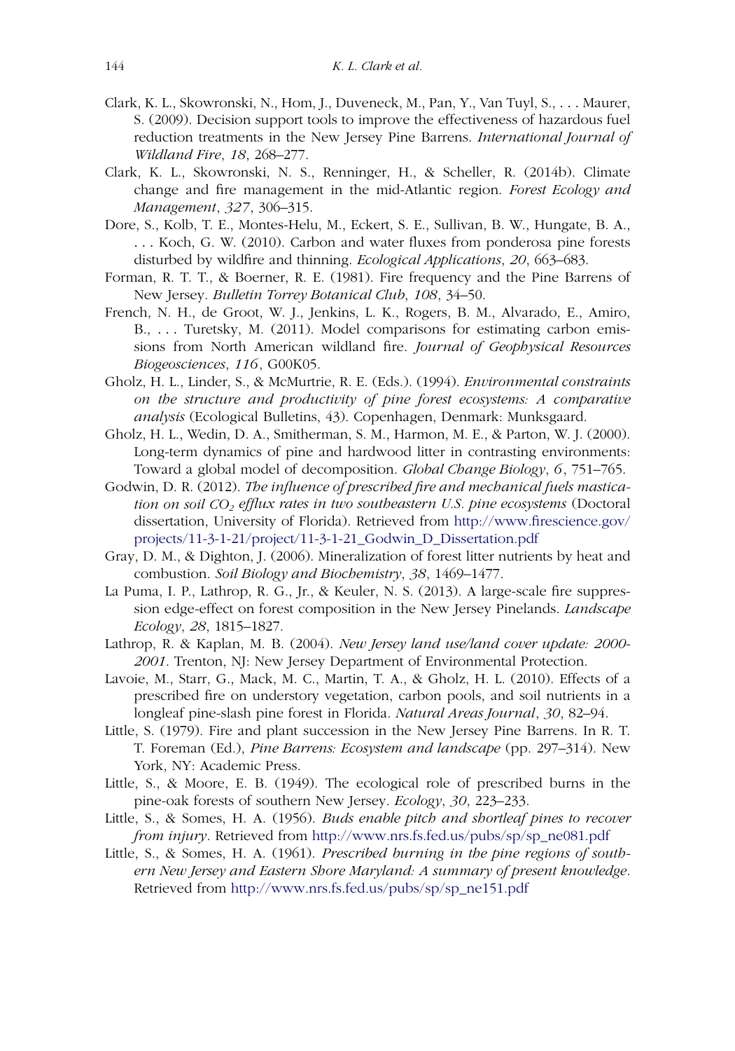Clark, K. L., Skowronski, N., Hom, J., Duveneck, M., Pan, Y., Van Tuyl, S., . . . Maurer, S. (2009). Decision support tools to improve the effectiveness of hazardous fuel reduction treatments in the New Jersey Pine Barrens. *International Journal of Wildland Fire*, *18*, 268–277.

Clark, K. L., Skowronski, N. S., Renninger, H., & Scheller, R. (2014b). Climate change and fire management in the mid-Atlantic region. *Forest Ecology and Management*, *327*, 306–315.

Dore, S., Kolb, T. E., Montes-Helu, M., Eckert, S. E., Sullivan, B. W., Hungate, B. A., . . . Koch, G. W. (2010). Carbon and water fluxes from ponderosa pine forests disturbed by wildfire and thinning. *Ecological Applications*, *20*, 663–683.

Forman, R. T. T., & Boerner, R. E. (1981). Fire frequency and the Pine Barrens of New Jersey. *Bulletin Torrey Botanical Club*, *108*, 34–50.

French, N. H., de Groot, W. J., Jenkins, L. K., Rogers, B. M., Alvarado, E., Amiro, B., . . . Turetsky, M. (2011). Model comparisons for estimating carbon emissions from North American wildland fire. *Journal of Geophysical Resources Biogeosciences*, *116*, G00K05.

Gholz, H. L., Linder, S., & McMurtrie, R. E. (Eds.). (1994). *Environmental constraints on the structure and productivity of pine forest ecosystems: A comparative analysis* (Ecological Bulletins, 43). Copenhagen, Denmark: Munksgaard.

Gholz, H. L., Wedin, D. A., Smitherman, S. M., Harmon, M. E., & Parton, W. J. (2000). Long-term dynamics of pine and hardwood litter in contrasting environments: Toward a global model of decomposition. *Global Change Biology*, *6*, 751–765.

Godwin, D. R. (2012). *The influence of prescribed fire and mechanical fuels mastication on soil $CO_2$ efflux rates in two southeastern U.S. pine ecosystems* (Doctoral dissertation, University of Florida). Retrieved from http://www.firescience.gov/projects/11-3-1-21/project/11-3-1-21_Godwin_D_Dissertation.pdf

Gray, D. M., & Dighton, J. (2006). Mineralization of forest litter nutrients by heat and combustion. *Soil Biology and Biochemistry*, *38*, 1469–1477.

La Puma, I. P., Lathrop, R. G., Jr., & Keuler, N. S. (2013). A large-scale fire suppression edge-effect on forest composition in the New Jersey Pinelands. *Landscape Ecology*, *28*, 1815–1827.

Lathrop, R. & Kaplan, M. B. (2004). *New Jersey land use/land cover update: 2000-2001*. Trenton, NJ: New Jersey Department of Environmental Protection.

Lavoie, M., Starr, G., Mack, M. C., Martin, T. A., & Gholz, H. L. (2010). Effects of a prescribed fire on understory vegetation, carbon pools, and soil nutrients in a longleaf pine-slash pine forest in Florida. *Natural Areas Journal*, *30*, 82–94.

Little, S. (1979). Fire and plant succession in the New Jersey Pine Barrens. In R. T. T. Foreman (Ed.), *Pine Barrens: Ecosystem and landscape* (pp. 297–314). New York, NY: Academic Press.

Little, S., & Moore, E. B. (1949). The ecological role of prescribed burns in the pine-oak forests of southern New Jersey. *Ecology*, *30*, 223–233.

Little, S., & Somes, H. A. (1956). *Buds enable pitch and shortleaf pines to recover from injury*. Retrieved from http://www.nrs.fs.fed.us/pubs/sp/sp_ne081.pdf

Little, S., & Somes, H. A. (1961). *Prescribed burning in the pine regions of southern New Jersey and Eastern Shore Maryland: A summary of present knowledge*. Retrieved from http://www.nrs.fs.fed.us/pubs/sp/sp_ne151.pdf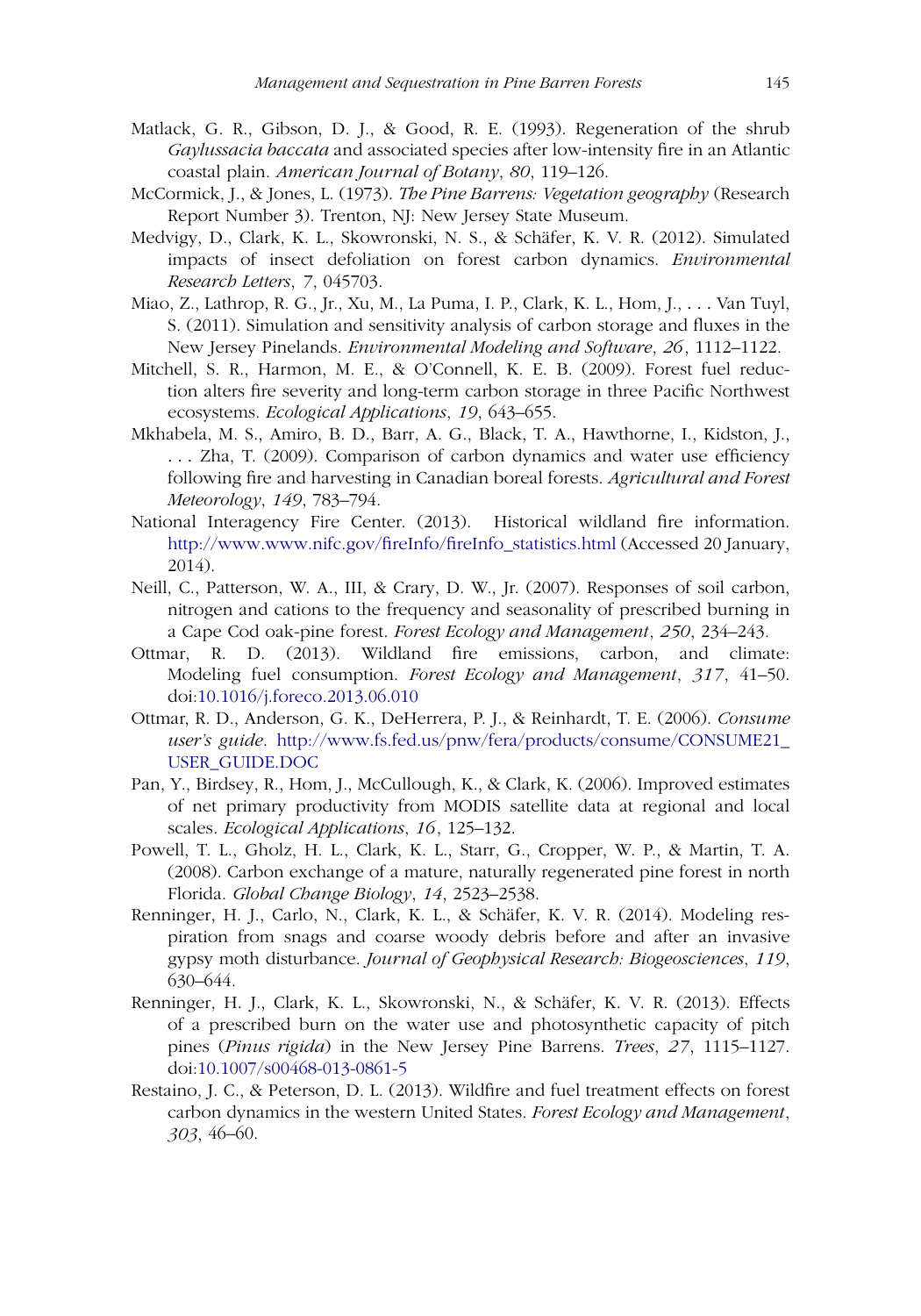Matlack, G. R., Gibson, D. J., & Good, R. E. (1993). Regeneration of the shrub *Gaylussacia baccata* and associated species after low-intensity fire in an Atlantic coastal plain. *American Journal of Botany*, *80*, 119–126.

McCormick, J., & Jones, L. (1973). *The Pine Barrens: Vegetation geography* (Research Report Number 3). Trenton, NJ: New Jersey State Museum.

Medvigy, D., Clark, K. L., Skowronski, N. S., & Schäfer, K. V. R. (2012). Simulated impacts of insect defoliation on forest carbon dynamics. *Environmental Research Letters*, *7*, 045703.

Miao, Z., Lathrop, R. G., Jr., Xu, M., La Puma, I. P., Clark, K. L., Hom, J., . . . Van Tuyl, S. (2011). Simulation and sensitivity analysis of carbon storage and fluxes in the New Jersey Pinelands. *Environmental Modeling and Software*, *26*, 1112–1122.

Mitchell, S. R., Harmon, M. E., & O'Connell, K. E. B. (2009). Forest fuel reduction alters fire severity and long-term carbon storage in three Pacific Northwest ecosystems. *Ecological Applications*, *19*, 643–655.

Mkhabela, M. S., Amiro, B. D., Barr, A. G., Black, T. A., Hawthorne, I., Kidston, J., . . . Zha, T. (2009). Comparison of carbon dynamics and water use efficiency following fire and harvesting in Canadian boreal forests. *Agricultural and Forest Meteorology*, *149*, 783–794.

National Interagency Fire Center. (2013). Historical wildland fire information. http://www.www.nifc.gov/fireInfo/fireInfo_statistics.html (Accessed 20 January, 2014).

Neill, C., Patterson, W. A., III, & Crary, D. W., Jr. (2007). Responses of soil carbon, nitrogen and cations to the frequency and seasonality of prescribed burning in a Cape Cod oak-pine forest. *Forest Ecology and Management*, *250*, 234–243.

Ottmar, R. D. (2013). Wildland fire emissions, carbon, and climate: Modeling fuel consumption. *Forest Ecology and Management*, *317*, 41–50. doi:10.1016/j.foreco.2013.06.010

Ottmar, R. D., Anderson, G. K., DeHerrera, P. J., & Reinhardt, T. E. (2006). *Consume user's guide*. http://www.fs.fed.us/pnw/fera/products/consume/CONSUME21_USER_GUIDE.DOC

Pan, Y., Birdsey, R., Hom, J., McCullough, K., & Clark, K. (2006). Improved estimates of net primary productivity from MODIS satellite data at regional and local scales. *Ecological Applications*, *16*, 125–132.

Powell, T. L., Gholz, H. L., Clark, K. L., Starr, G., Cropper, W. P., & Martin, T. A. (2008). Carbon exchange of a mature, naturally regenerated pine forest in north Florida. *Global Change Biology*, *14*, 2523–2538.

Renninger, H. J., Carlo, N., Clark, K. L., & Schäfer, K. V. R. (2014). Modeling respiration from snags and coarse woody debris before and after an invasive gypsy moth disturbance. *Journal of Geophysical Research: Biogeosciences*, *119*, 630–644.

Renninger, H. J., Clark, K. L., Skowronski, N., & Schäfer, K. V. R. (2013). Effects of a prescribed burn on the water use and photosynthetic capacity of pitch pines (*Pinus rigida*) in the New Jersey Pine Barrens. *Trees*, *27*, 1115–1127. doi:10.1007/s00468-013-0861-5

Restaino, J. C., & Peterson, D. L. (2013). Wildfire and fuel treatment effects on forest carbon dynamics in the western United States. *Forest Ecology and Management*, *303*, 46–60.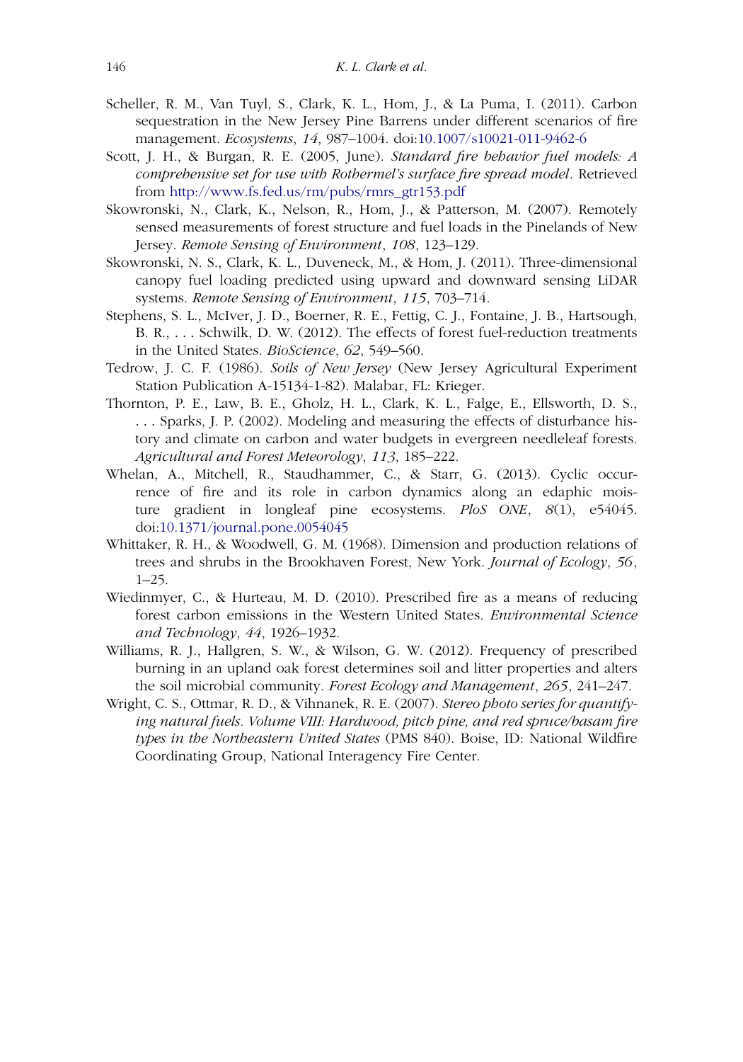Scheller, R. M., Van Tuyl, S., Clark, K. L., Hom, J., & La Puma, I. (2011). Carbon sequestration in the New Jersey Pine Barrens under different scenarios of fire management. *Ecosystems*, *14*, 987–1004. doi:10.1007/s10021-011-9462-6

Scott, J. H., & Burgan, R. E. (2005, June). *Standard fire behavior fuel models: A comprehensive set for use with Rothermel's surface fire spread model*. Retrieved from http://www.fs.fed.us/rm/pubs/rmrs_gtr153.pdf

Skowronski, N., Clark, K., Nelson, R., Hom, J., & Patterson, M. (2007). Remotely sensed measurements of forest structure and fuel loads in the Pinelands of New Jersey. *Remote Sensing of Environment*, *108*, 123–129.

Skowronski, N. S., Clark, K. L., Duveneck, M., & Hom, J. (2011). Three-dimensional canopy fuel loading predicted using upward and downward sensing LiDAR systems. *Remote Sensing of Environment*, *115*, 703–714.

Stephens, S. L., McIver, J. D., Boerner, R. E., Fettig, C. J., Fontaine, J. B., Hartsough, B. R., . . . Schwilk, D. W. (2012). The effects of forest fuel-reduction treatments in the United States. *BioScience*, *62*, 549–560.

Tedrow, J. C. F. (1986). *Soils of New Jersey* (New Jersey Agricultural Experiment Station Publication A-15134-1-82). Malabar, FL: Krieger.

Thornton, P. E., Law, B. E., Gholz, H. L., Clark, K. L., Falge, E., Ellsworth, D. S., . . . Sparks, J. P. (2002). Modeling and measuring the effects of disturbance history and climate on carbon and water budgets in evergreen needleleaf forests. *Agricultural and Forest Meteorology*, *113*, 185–222.

Whelan, A., Mitchell, R., Staudhammer, C., & Starr, G. (2013). Cyclic occurrence of fire and its role in carbon dynamics along an edaphic moisture gradient in longleaf pine ecosystems. *PloS ONE*, *8*(1), e54045. doi:10.1371/journal.pone.0054045

Whittaker, R. H., & Woodwell, G. M. (1968). Dimension and production relations of trees and shrubs in the Brookhaven Forest, New York. *Journal of Ecology*, *56*, 1–25.

Wiedinmyer, C., & Hurteau, M. D. (2010). Prescribed fire as a means of reducing forest carbon emissions in the Western United States. *Environmental Science and Technology*, *44*, 1926–1932.

Williams, R. J., Hallgren, S. W., & Wilson, G. W. (2012). Frequency of prescribed burning in an upland oak forest determines soil and litter properties and alters the soil microbial community. *Forest Ecology and Management*, *265*, 241–247.

Wright, C. S., Ottmar, R. D., & Vihnanek, R. E. (2007). *Stereo photo series for quantifying natural fuels. Volume VIII: Hardwood, pitch pine, and red spruce/basam fire types in the Northeastern United States* (PMS 840). Boise, ID: National Wildfire Coordinating Group, National Interagency Fire Center.